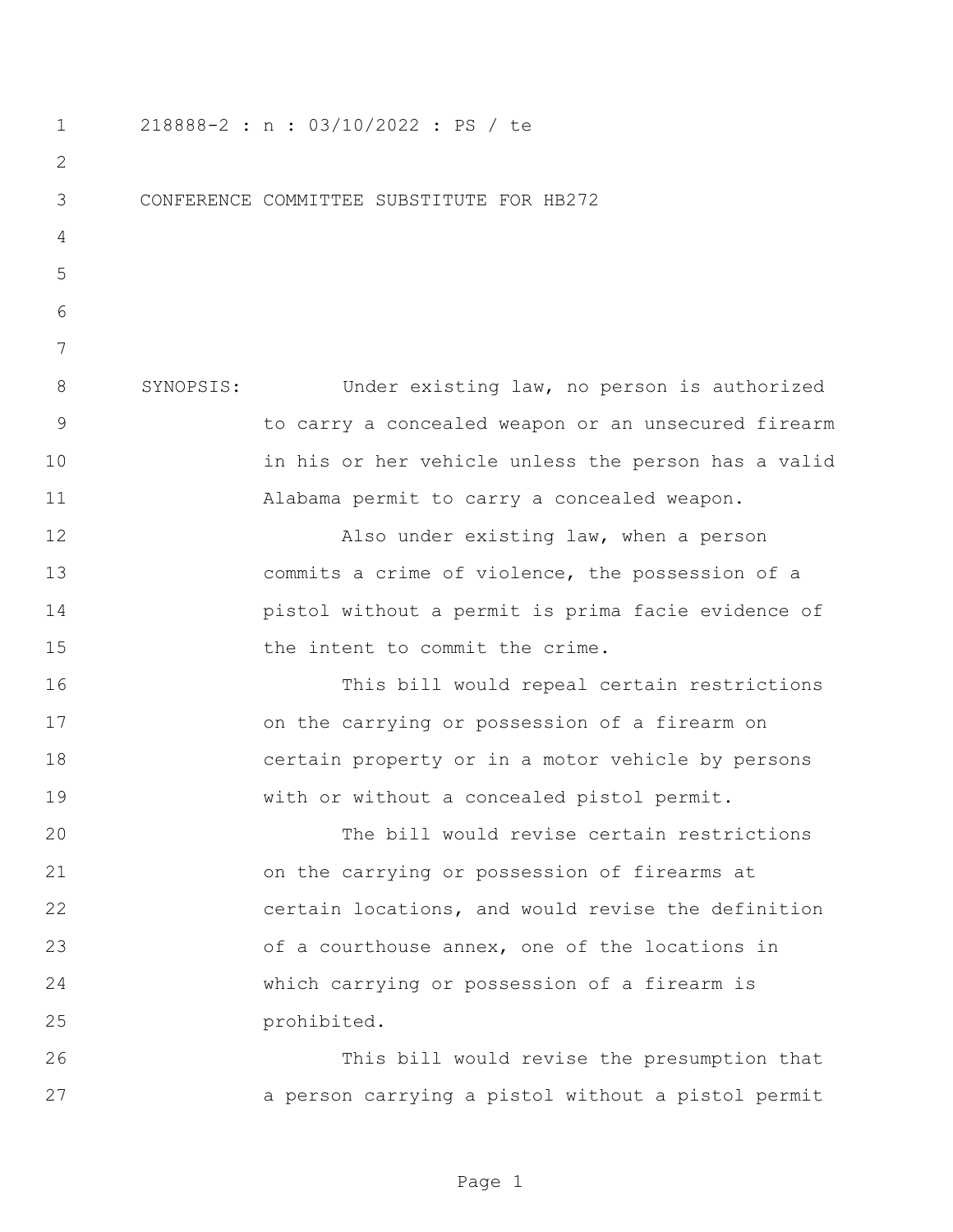218888-2 : n : 03/10/2022 : PS / te

CONFERENCE COMMITTEE SUBSTITUTE FOR HB272

SYNOPSIS: Under existing law, no person is authorized to carry a concealed weapon or an unsecured firearm in his or her vehicle unless the person has a valid Alabama permit to carry a concealed weapon.

Also under existing law, when a person commits a crime of violence, the possession of a pistol without a permit is prima facie evidence of the intent to commit the crime.

This bill would repeal certain restrictions on the carrying or possession of a firearm on certain property or in a motor vehicle by persons with or without a concealed pistol permit.

The bill would revise certain restrictions on the carrying or possession of firearms at certain locations, and would revise the definition of a courthouse annex, one of the locations in which carrying or possession of a firearm is prohibited.

This bill would revise the presumption that a person carrying a pistol without a pistol permit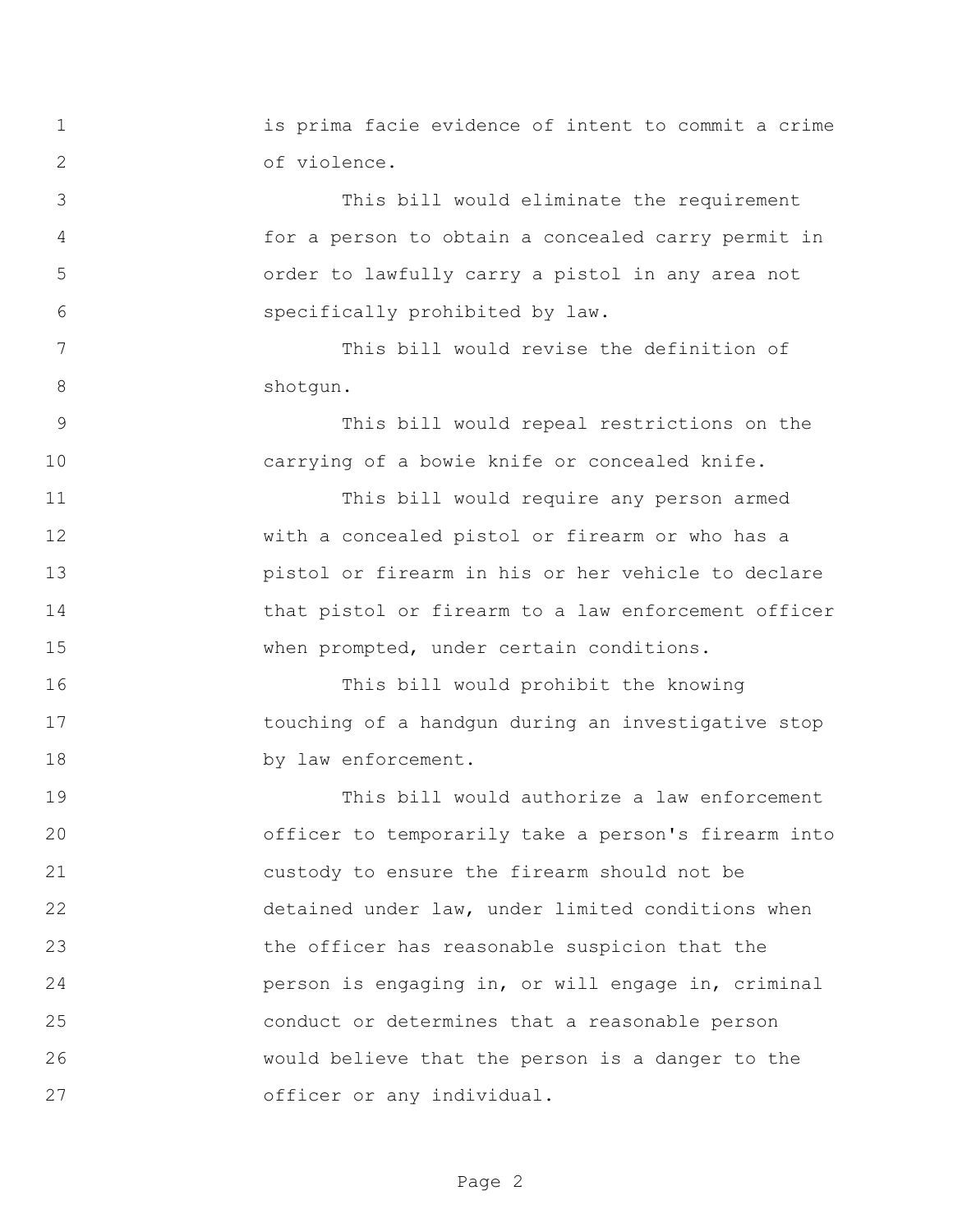is prima facie evidence of intent to commit a crime of violence.

This bill would eliminate the requirement for a person to obtain a concealed carry permit in order to lawfully carry a pistol in any area not specifically prohibited by law.

This bill would revise the definition of shotgun.

This bill would repeal restrictions on the carrying of a bowie knife or concealed knife.

This bill would require any person armed with a concealed pistol or firearm or who has a pistol or firearm in his or her vehicle to declare that pistol or firearm to a law enforcement officer when prompted, under certain conditions.

This bill would prohibit the knowing touching of a handgun during an investigative stop by law enforcement.

This bill would authorize a law enforcement officer to temporarily take a person's firearm into custody to ensure the firearm should not be detained under law, under limited conditions when the officer has reasonable suspicion that the person is engaging in, or will engage in, criminal conduct or determines that a reasonable person would believe that the person is a danger to the officer or any individual.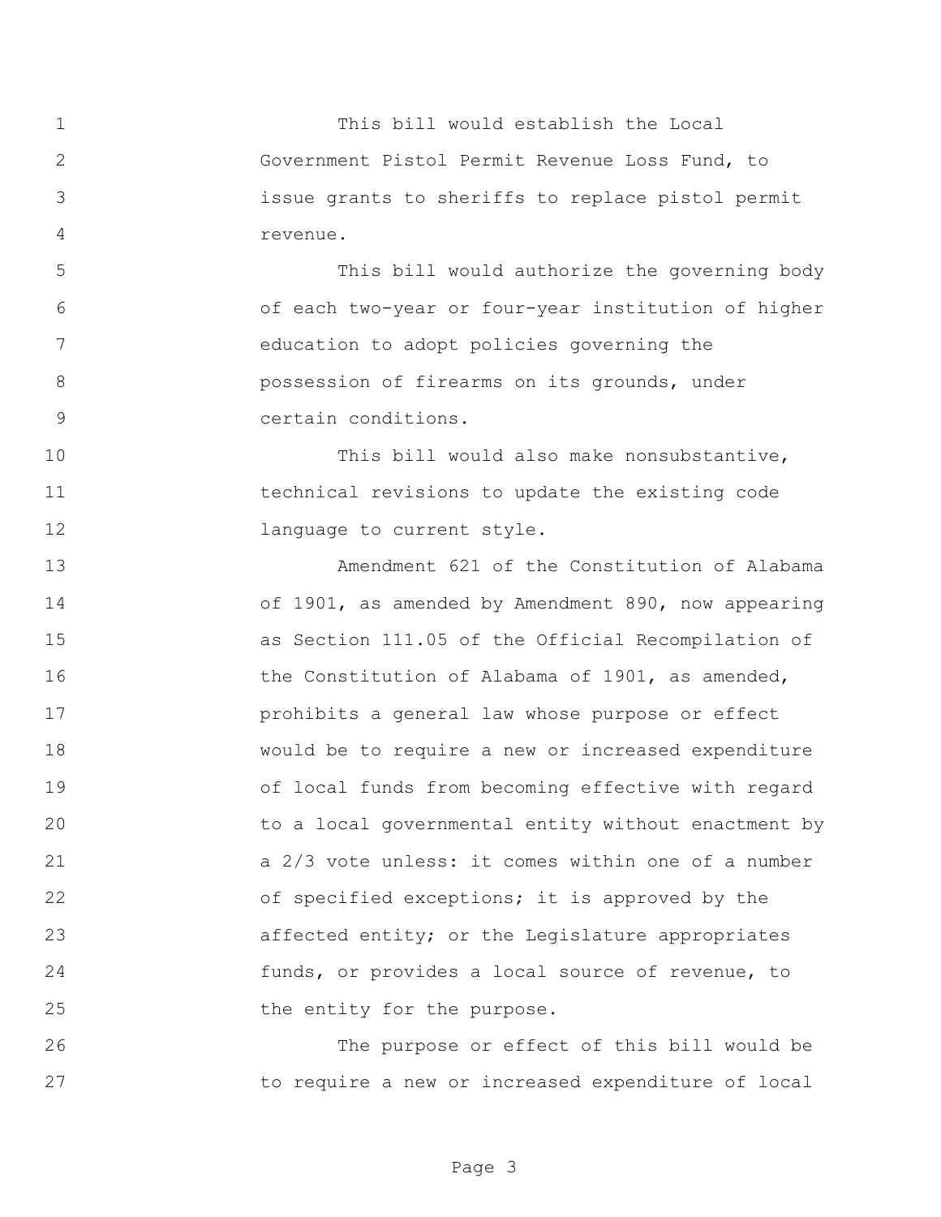This bill would establish the Local Government Pistol Permit Revenue Loss Fund, to issue grants to sheriffs to replace pistol permit revenue.

This bill would authorize the governing body of each two-year or four-year institution of higher education to adopt policies governing the possession of firearms on its grounds, under certain conditions.

This bill would also make nonsubstantive, technical revisions to update the existing code language to current style.

Amendment 621 of the Constitution of Alabama of 1901, as amended by Amendment 890, now appearing as Section 111.05 of the Official Recompilation of the Constitution of Alabama of 1901, as amended, prohibits a general law whose purpose or effect would be to require a new or increased expenditure of local funds from becoming effective with regard to a local governmental entity without enactment by a 2/3 vote unless: it comes within one of a number of specified exceptions; it is approved by the affected entity; or the Legislature appropriates funds, or provides a local source of revenue, to the entity for the purpose.

The purpose or effect of this bill would be to require a new or increased expenditure of local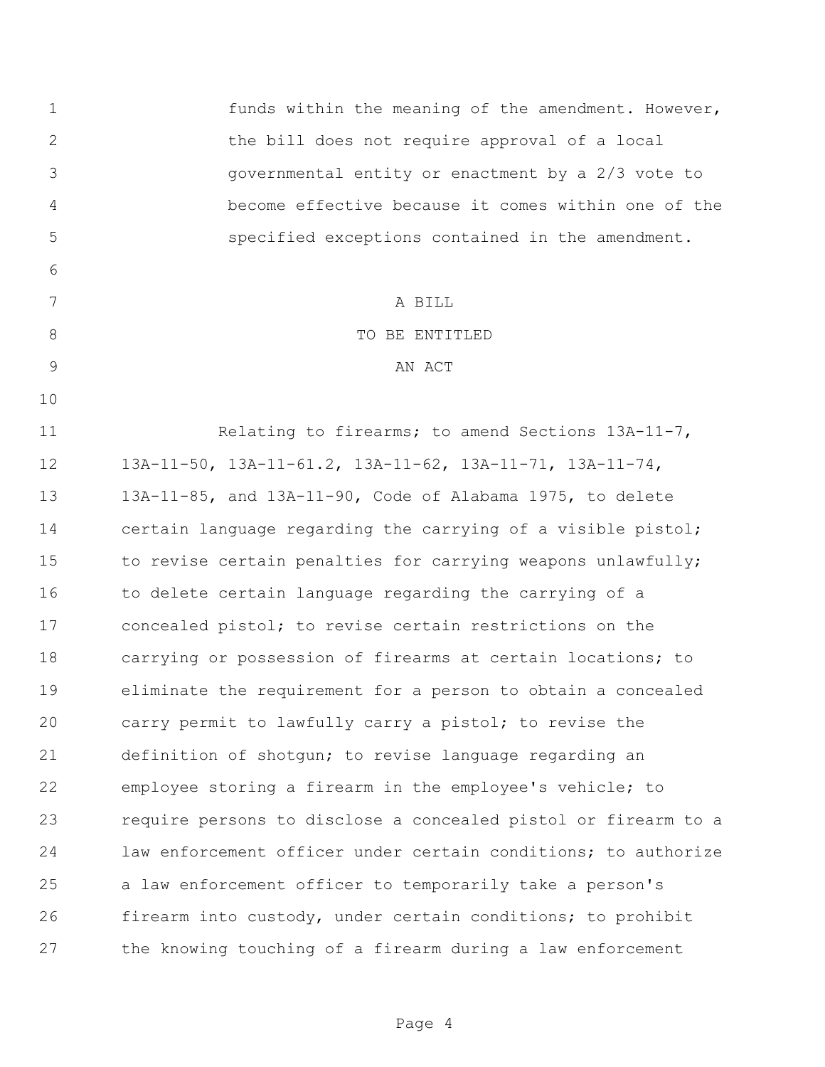funds within the meaning of the amendment. However, the bill does not require approval of a local governmental entity or enactment by a 2/3 vote to become effective because it comes within one of the specified exceptions contained in the amendment.

A BILL

TO BE ENTITLED

AN ACT

Relating to firearms; to amend Sections 13A-11-7, 13A-11-50, 13A-11-61.2, 13A-11-62, 13A-11-71, 13A-11-74, 13A-11-85, and 13A-11-90, Code of Alabama 1975, to delete certain language regarding the carrying of a visible pistol; to revise certain penalties for carrying weapons unlawfully; to delete certain language regarding the carrying of a concealed pistol; to revise certain restrictions on the carrying or possession of firearms at certain locations; to eliminate the requirement for a person to obtain a concealed carry permit to lawfully carry a pistol; to revise the definition of shotgun; to revise language regarding an employee storing a firearm in the employee's vehicle; to require persons to disclose a concealed pistol or firearm to a law enforcement officer under certain conditions; to authorize a law enforcement officer to temporarily take a person's firearm into custody, under certain conditions; to prohibit the knowing touching of a firearm during a law enforcement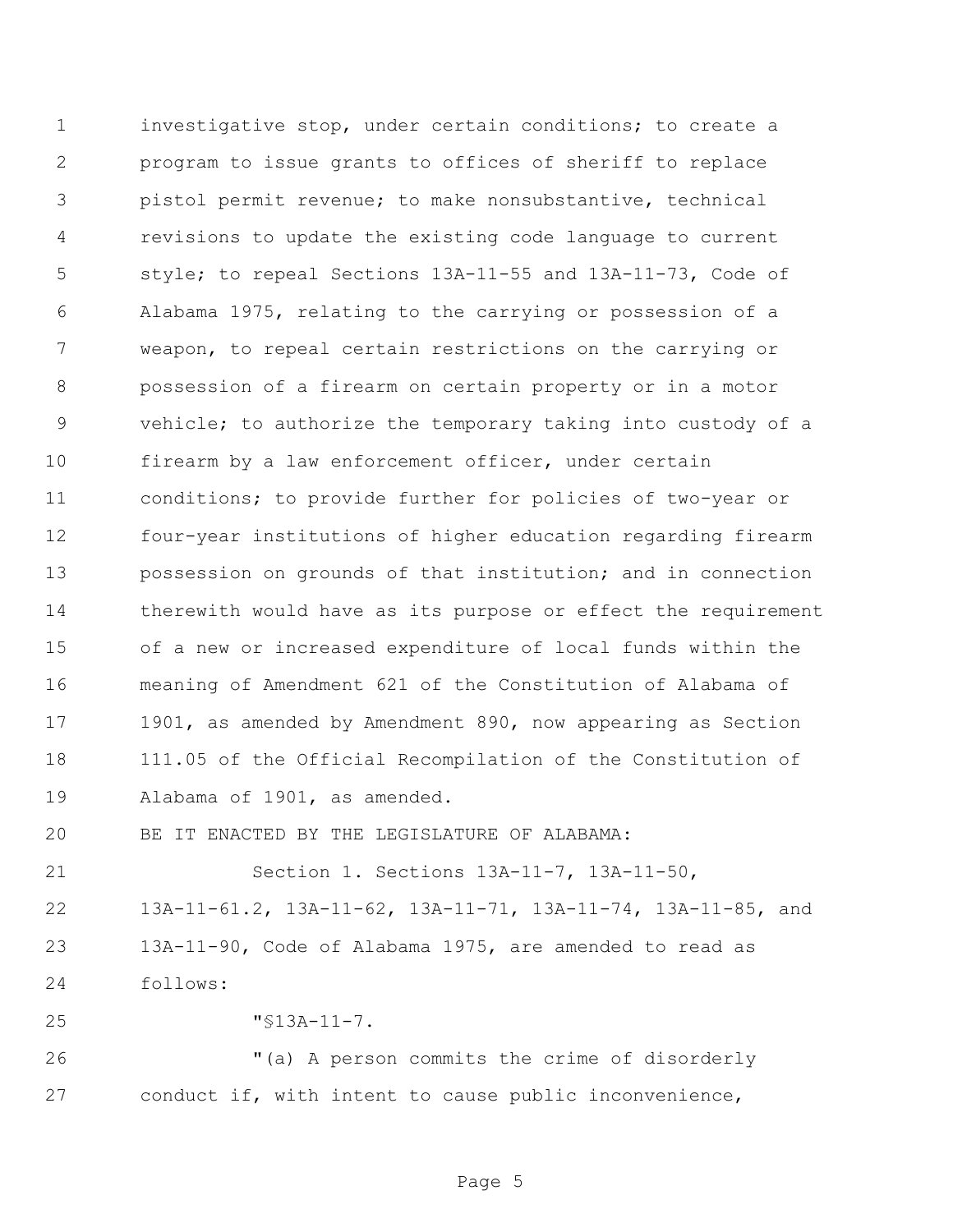investigative stop, under certain conditions; to create a program to issue grants to offices of sheriff to replace pistol permit revenue; to make nonsubstantive, technical revisions to update the existing code language to current style; to repeal Sections 13A-11-55 and 13A-11-73, Code of Alabama 1975, relating to the carrying or possession of a weapon, to repeal certain restrictions on the carrying or possession of a firearm on certain property or in a motor vehicle; to authorize the temporary taking into custody of a firearm by a law enforcement officer, under certain conditions; to provide further for policies of two-year or four-year institutions of higher education regarding firearm possession on grounds of that institution; and in connection therewith would have as its purpose or effect the requirement of a new or increased expenditure of local funds within the meaning of Amendment 621 of the Constitution of Alabama of 1901, as amended by Amendment 890, now appearing as Section 111.05 of the Official Recompilation of the Constitution of Alabama of 1901, as amended.

BE IT ENACTED BY THE LEGISLATURE OF ALABAMA:

Section 1. Sections 13A-11-7, 13A-11-50, 13A-11-61.2, 13A-11-62, 13A-11-71, 13A-11-74, 13A-11-85, and 13A-11-90, Code of Alabama 1975, are amended to read as follows:

"§13A-11-7.

"(a) A person commits the crime of disorderly conduct if, with intent to cause public inconvenience,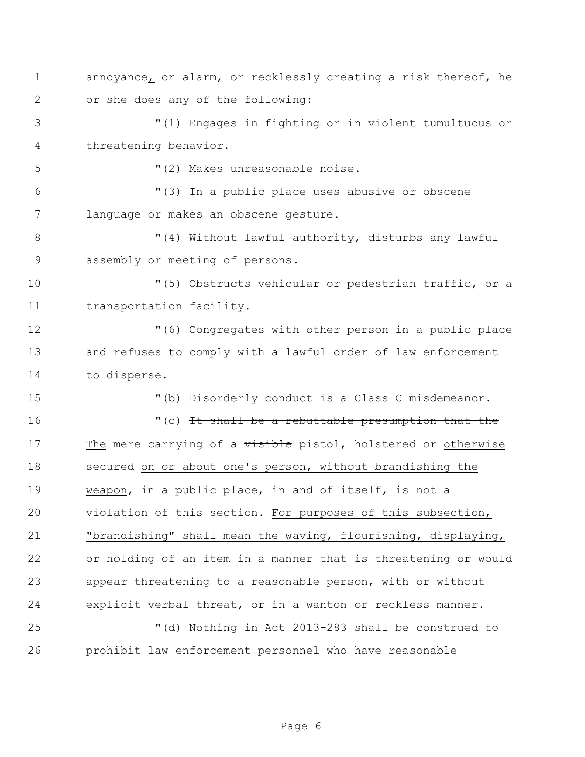annoyance, or alarm, or recklessly creating a risk thereof, he or she does any of the following:

"(1) Engages in fighting or in violent tumultuous or threatening behavior.

"(2) Makes unreasonable noise.

"(3) In a public place uses abusive or obscene language or makes an obscene gesture.

"(4) Without lawful authority, disturbs any lawful assembly or meeting of persons.

"(5) Obstructs vehicular or pedestrian traffic, or a transportation facility.

"(6) Congregates with other person in a public place and refuses to comply with a lawful order of law enforcement to disperse.

"(b) Disorderly conduct is a Class C misdemeanor.

"(c) ~~It shall be a rebuttable presumption that the~~ <u>The</u> mere carrying of a ~~visible~~ pistol, holstered or <u>otherwise</u> secured <u>on or about one's person, without brandishing the weapon</u>, in a public place, in and of itself, is not a violation of this section. <u>For purposes of this subsection, "brandishing" shall mean the waving, flourishing, displaying, or holding of an item in a manner that is threatening or would appear threatening to a reasonable person, with or without explicit verbal threat, or in a wanton or reckless manner.</u>

"(d) Nothing in Act 2013-283 shall be construed to prohibit law enforcement personnel who have reasonable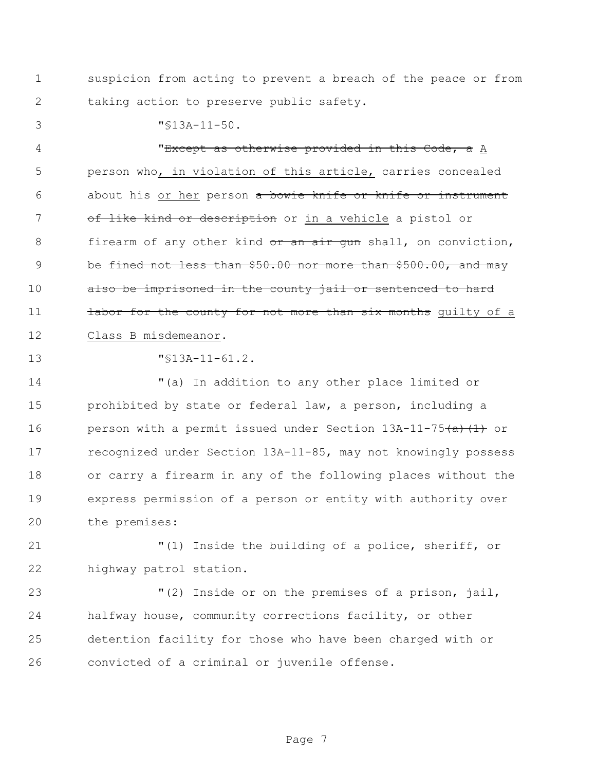suspicion from acting to prevent a breach of the peace or from taking action to preserve public safety.

"§13A-11-50.

"~~Except as otherwise provided in this Code, a~~ <u>A</u> person who<u>, in violation of this article,</u> carries concealed about his <u>or her</u> person ~~a bowie knife or knife or instrument of like kind or description~~ or <u>in a vehicle</u> a pistol or firearm of any other kind ~~or an air gun~~ shall, on conviction, be ~~fined not less than $50.00 nor more than $500.00, and may also be imprisoned in the county jail or sentenced to hard labor for the county for not more than six months~~ <u>guilty of a Class B misdemeanor</u>.

"§13A-11-61.2.

"(a) In addition to any other place limited or prohibited by state or federal law, a person, including a person with a permit issued under Section 13A-11-75~~(a)(1)~~ or recognized under Section 13A-11-85, may not knowingly possess or carry a firearm in any of the following places without the express permission of a person or entity with authority over the premises:

"(1) Inside the building of a police, sheriff, or highway patrol station.

"(2) Inside or on the premises of a prison, jail, halfway house, community corrections facility, or other detention facility for those who have been charged with or convicted of a criminal or juvenile offense.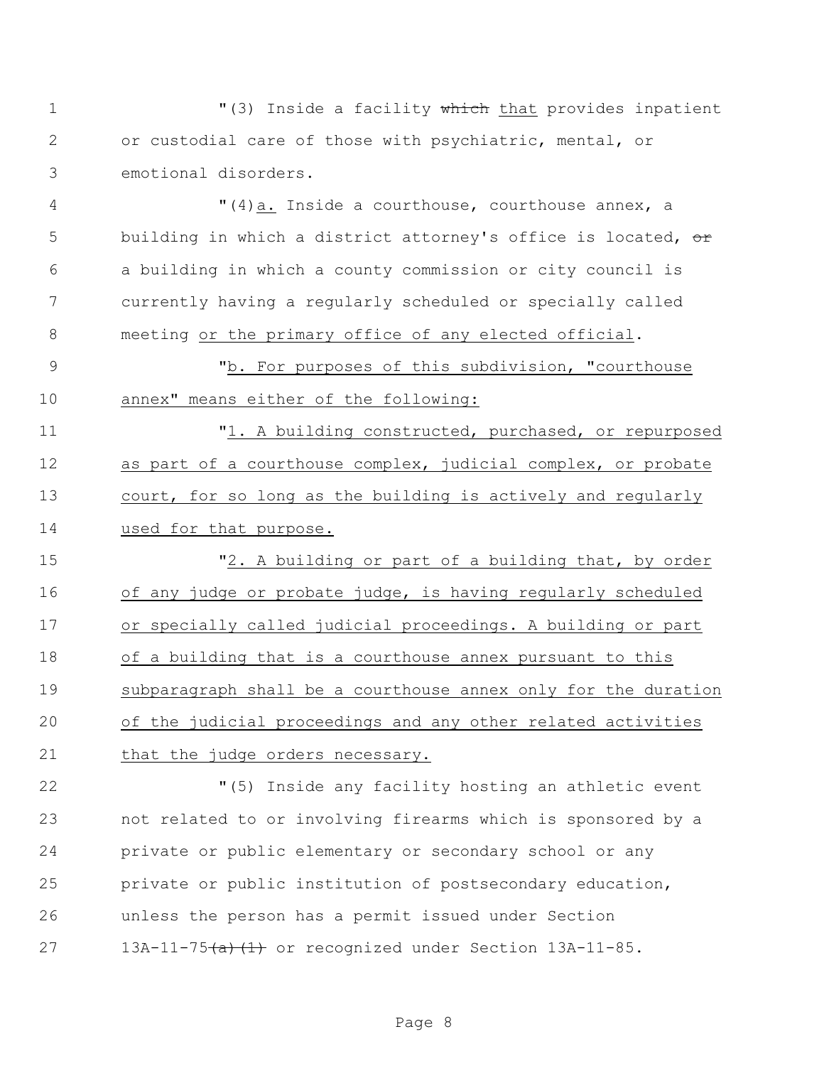"(3) Inside a facility ~~which~~ that provides inpatient or custodial care of those with psychiatric, mental, or emotional disorders.

"(4)a. Inside a courthouse, courthouse annex, a building in which a district attorney's office is located, ~~or~~ a building in which a county commission or city council is currently having a regularly scheduled or specially called meeting or the primary office of any elected official.

"b. For purposes of this subdivision, "courthouse annex" means either of the following:

"1. A building constructed, purchased, or repurposed as part of a courthouse complex, judicial complex, or probate court, for so long as the building is actively and regularly used for that purpose.

"2. A building or part of a building that, by order of any judge or probate judge, is having regularly scheduled or specially called judicial proceedings. A building or part of a building that is a courthouse annex pursuant to this subparagraph shall be a courthouse annex only for the duration of the judicial proceedings and any other related activities that the judge orders necessary.

"(5) Inside any facility hosting an athletic event not related to or involving firearms which is sponsored by a private or public elementary or secondary school or any private or public institution of postsecondary education, unless the person has a permit issued under Section 13A-11-75~~(a)(1)~~ or recognized under Section 13A-11-85.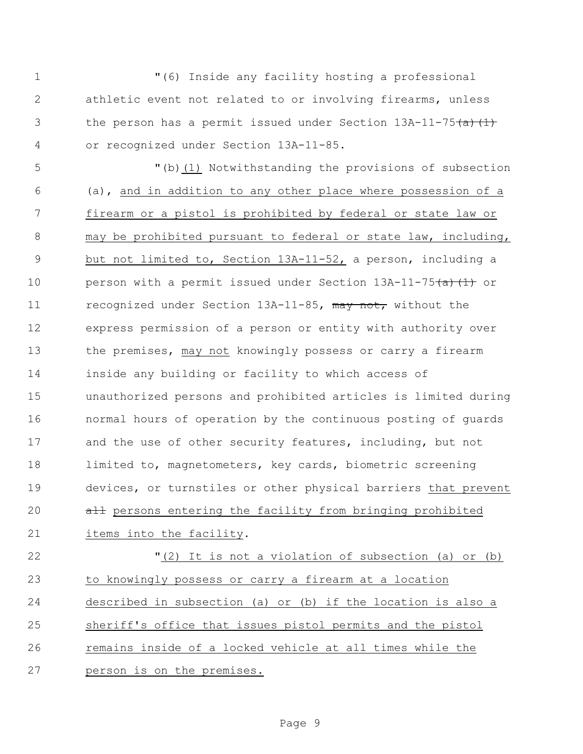"(6) Inside any facility hosting a professional athletic event not related to or involving firearms, unless the person has a permit issued under Section 13A-11-75~~(a)(1)~~ or recognized under Section 13A-11-85.

"(b)<u>(1)</u> Notwithstanding the provisions of subsection (a), <u>and in addition to any other place where possession of a firearm or a pistol is prohibited by federal or state law or may be prohibited pursuant to federal or state law, including, but not limited to, Section 13A-11-52,</u> a person, including a person with a permit issued under Section 13A-11-75~~(a)(1)~~ or recognized under Section 13A-11-85, ~~may not,~~ without the express permission of a person or entity with authority over the premises, <u>may not</u> knowingly possess or carry a firearm inside any building or facility to which access of unauthorized persons and prohibited articles is limited during normal hours of operation by the continuous posting of guards and the use of other security features, including, but not limited to, magnetometers, key cards, biometric screening devices, or turnstiles or other physical barriers <u>that prevent</u> ~~all~~ <u>persons entering the facility from bringing prohibited items into the facility</u>.

"<u>(2) It is not a violation of subsection (a) or (b) to knowingly possess or carry a firearm at a location described in subsection (a) or (b) if the location is also a sheriff's office that issues pistol permits and the pistol remains inside of a locked vehicle at all times while the person is on the premises.</u>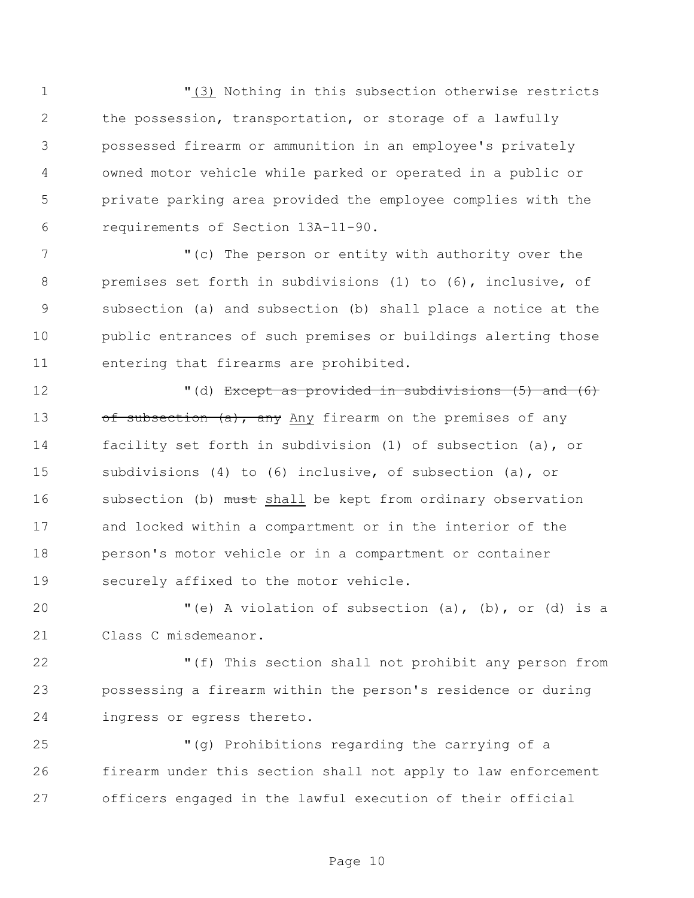"(3) Nothing in this subsection otherwise restricts the possession, transportation, or storage of a lawfully possessed firearm or ammunition in an employee's privately owned motor vehicle while parked or operated in a public or private parking area provided the employee complies with the requirements of Section 13A-11-90.

"(c) The person or entity with authority over the premises set forth in subdivisions (1) to (6), inclusive, of subsection (a) and subsection (b) shall place a notice at the public entrances of such premises or buildings alerting those entering that firearms are prohibited.

"(d) ~~Except as provided in subdivisions (5) and (6) of subsection (a), any~~ Any firearm on the premises of any facility set forth in subdivision (1) of subsection (a), or subdivisions (4) to (6) inclusive, of subsection (a), or subsection (b) ~~must~~ shall be kept from ordinary observation and locked within a compartment or in the interior of the person's motor vehicle or in a compartment or container securely affixed to the motor vehicle.

"(e) A violation of subsection (a), (b), or (d) is a Class C misdemeanor.

"(f) This section shall not prohibit any person from possessing a firearm within the person's residence or during ingress or egress thereto.

"(g) Prohibitions regarding the carrying of a firearm under this section shall not apply to law enforcement officers engaged in the lawful execution of their official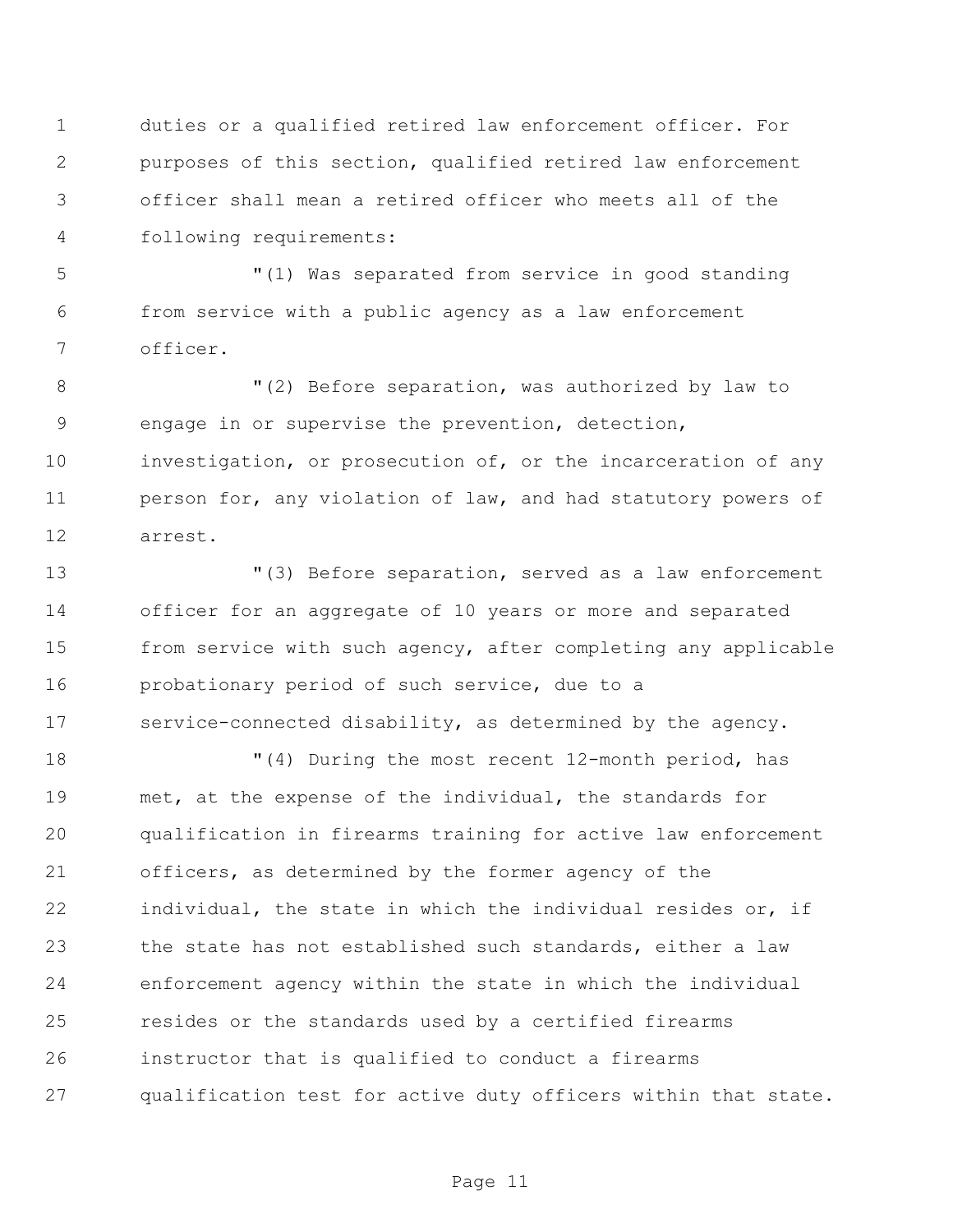duties or a qualified retired law enforcement officer. For purposes of this section, qualified retired law enforcement officer shall mean a retired officer who meets all of the following requirements:

"(1) Was separated from service in good standing from service with a public agency as a law enforcement officer.

"(2) Before separation, was authorized by law to engage in or supervise the prevention, detection, investigation, or prosecution of, or the incarceration of any person for, any violation of law, and had statutory powers of arrest.

"(3) Before separation, served as a law enforcement officer for an aggregate of 10 years or more and separated from service with such agency, after completing any applicable probationary period of such service, due to a service-connected disability, as determined by the agency.

"(4) During the most recent 12-month period, has met, at the expense of the individual, the standards for qualification in firearms training for active law enforcement officers, as determined by the former agency of the individual, the state in which the individual resides or, if the state has not established such standards, either a law enforcement agency within the state in which the individual resides or the standards used by a certified firearms instructor that is qualified to conduct a firearms qualification test for active duty officers within that state.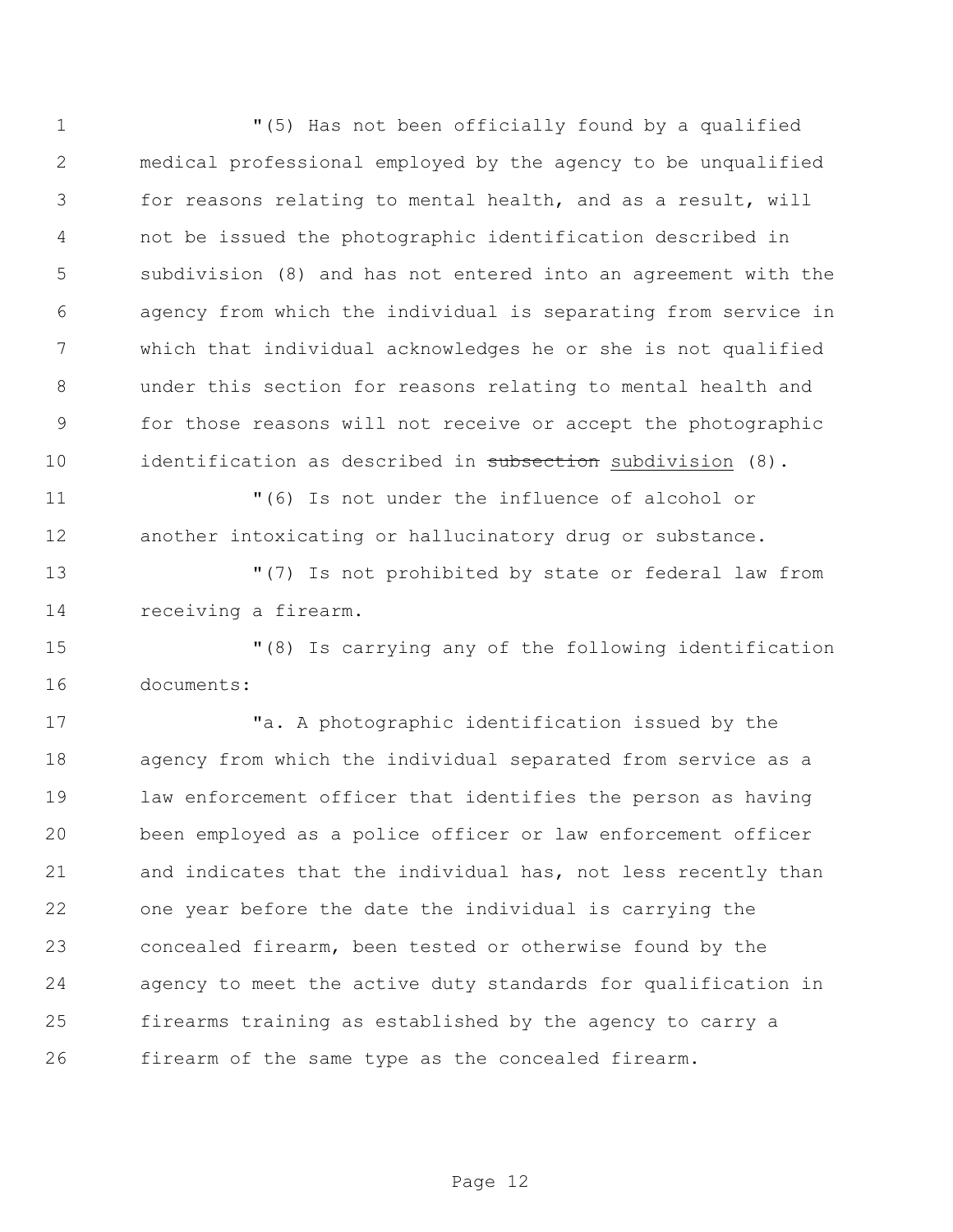"(5) Has not been officially found by a qualified medical professional employed by the agency to be unqualified for reasons relating to mental health, and as a result, will not be issued the photographic identification described in subdivision (8) and has not entered into an agreement with the agency from which the individual is separating from service in which that individual acknowledges he or she is not qualified under this section for reasons relating to mental health and for those reasons will not receive or accept the photographic identification as described in ~~subsection~~ subdivision (8).

"(6) Is not under the influence of alcohol or another intoxicating or hallucinatory drug or substance.

"(7) Is not prohibited by state or federal law from receiving a firearm.

"(8) Is carrying any of the following identification documents:

"a. A photographic identification issued by the agency from which the individual separated from service as a law enforcement officer that identifies the person as having been employed as a police officer or law enforcement officer and indicates that the individual has, not less recently than one year before the date the individual is carrying the concealed firearm, been tested or otherwise found by the agency to meet the active duty standards for qualification in firearms training as established by the agency to carry a firearm of the same type as the concealed firearm.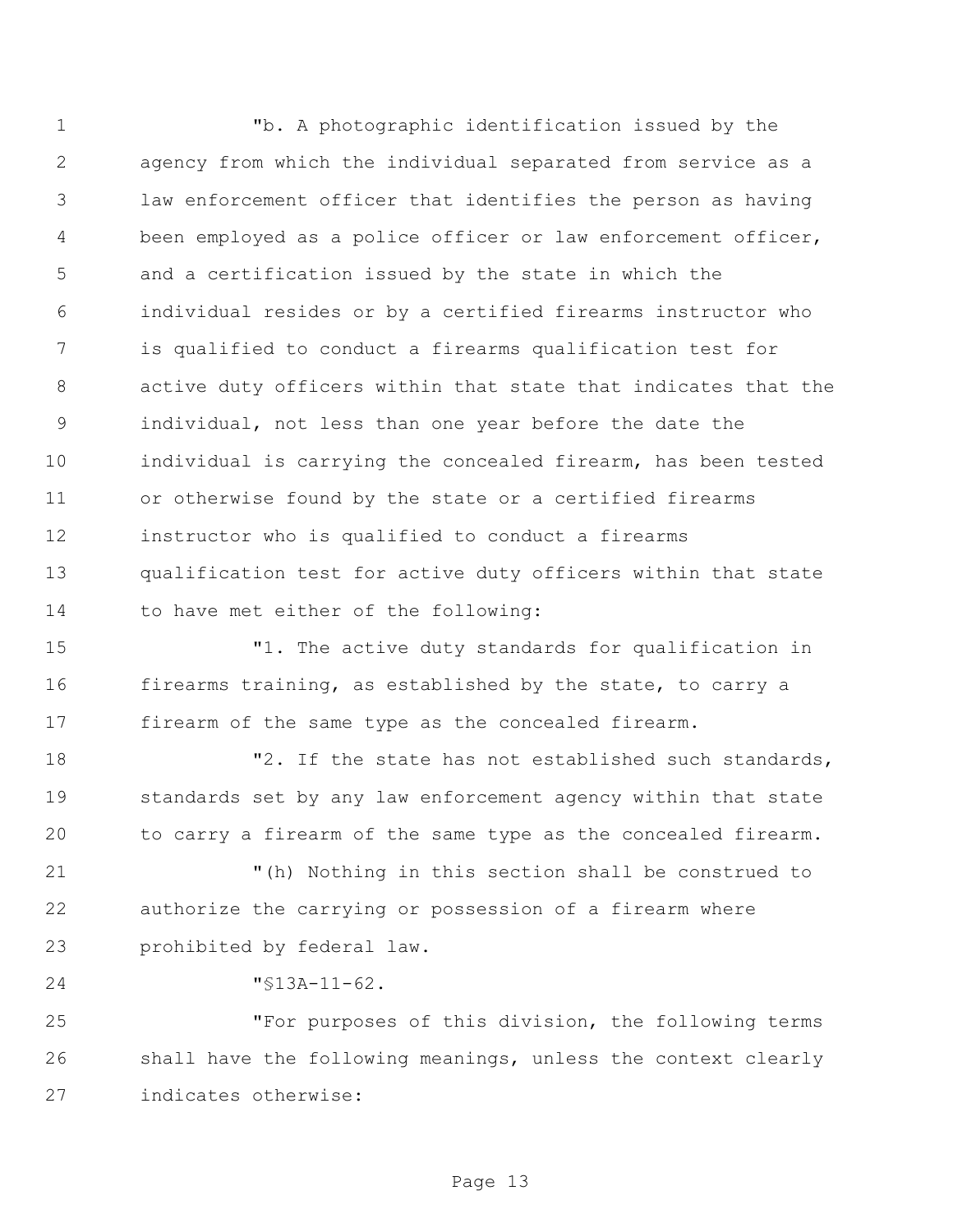"b. A photographic identification issued by the agency from which the individual separated from service as a law enforcement officer that identifies the person as having been employed as a police officer or law enforcement officer, and a certification issued by the state in which the individual resides or by a certified firearms instructor who is qualified to conduct a firearms qualification test for active duty officers within that state that indicates that the individual, not less than one year before the date the individual is carrying the concealed firearm, has been tested or otherwise found by the state or a certified firearms instructor who is qualified to conduct a firearms qualification test for active duty officers within that state to have met either of the following:

"1. The active duty standards for qualification in firearms training, as established by the state, to carry a firearm of the same type as the concealed firearm.

"2. If the state has not established such standards, standards set by any law enforcement agency within that state to carry a firearm of the same type as the concealed firearm.

"(h) Nothing in this section shall be construed to authorize the carrying or possession of a firearm where prohibited by federal law.

"§13A-11-62.

"For purposes of this division, the following terms shall have the following meanings, unless the context clearly indicates otherwise: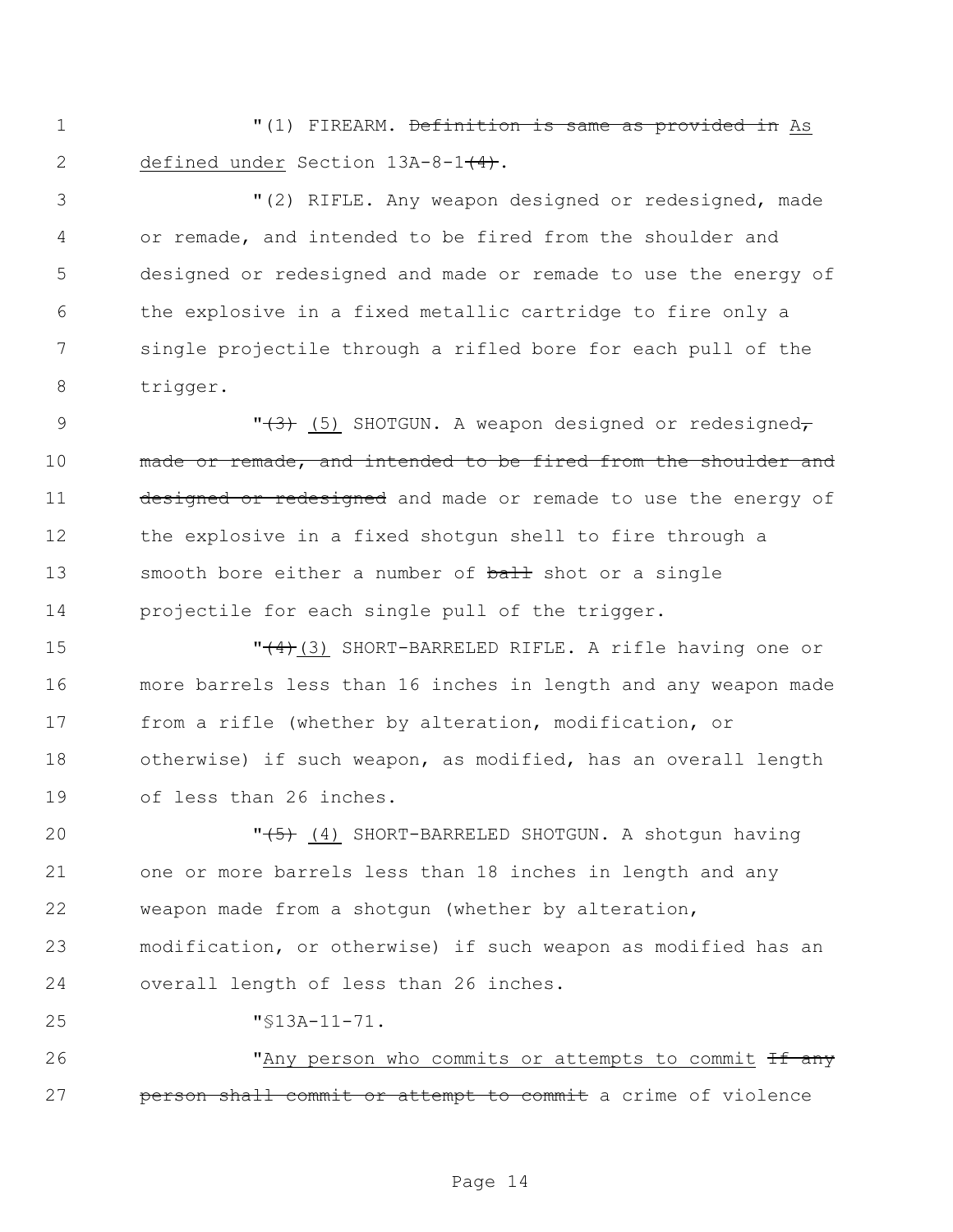"(1) FIREARM. ~~Definition is same as provided in~~ As defined under Section 13A-8-1~~(4)~~.

"(2) RIFLE. Any weapon designed or redesigned, made or remade, and intended to be fired from the shoulder and designed or redesigned and made or remade to use the energy of the explosive in a fixed metallic cartridge to fire only a single projectile through a rifled bore for each pull of the trigger.

"~~(3)~~ (5) SHOTGUN. A weapon designed or redesigned~~, made or remade, and intended to be fired from the shoulder and designed or redesigned~~ and made or remade to use the energy of the explosive in a fixed shotgun shell to fire through a smooth bore either a number of ~~ball~~ shot or a single projectile for each single pull of the trigger.

"~~(4)~~(3) SHORT-BARRELED RIFLE. A rifle having one or more barrels less than 16 inches in length and any weapon made from a rifle (whether by alteration, modification, or otherwise) if such weapon, as modified, has an overall length of less than 26 inches.

"~~(5)~~ (4) SHORT-BARRELED SHOTGUN. A shotgun having one or more barrels less than 18 inches in length and any weapon made from a shotgun (whether by alteration, modification, or otherwise) if such weapon as modified has an overall length of less than 26 inches.

"§13A-11-71.

"Any person who commits or attempts to commit ~~If any person shall commit or attempt to commit~~ a crime of violence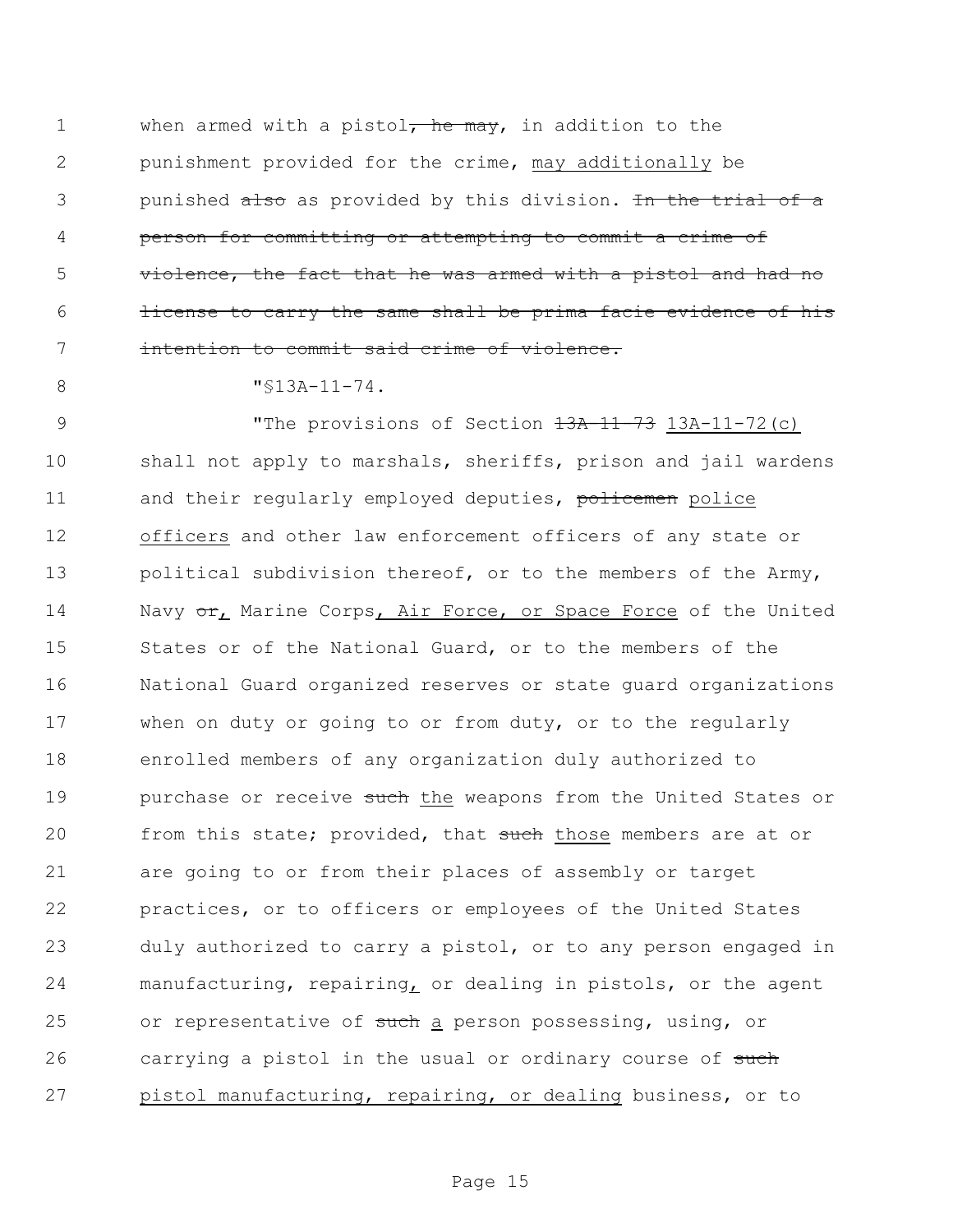when armed with a pistol~~, he may~~, in addition to the punishment provided for the crime, <u>may additionally</u> be punished ~~also~~ as provided by this division. ~~In the trial of a person for committing or attempting to commit a crime of violence, the fact that he was armed with a pistol and had no license to carry the same shall be prima facie evidence of his intention to commit said crime of violence.~~

"§13A-11-74.

"The provisions of Section ~~13A-11-73~~ <u>13A-11-72(c)</u> shall not apply to marshals, sheriffs, prison and jail wardens and their regularly employed deputies, ~~policemen~~ <u>police officers</u> and other law enforcement officers of any state or political subdivision thereof, or to the members of the Army, Navy ~~or~~<u>,</u> Marine Corps<u>, Air Force, or Space Force</u> of the United States or of the National Guard, or to the members of the National Guard organized reserves or state guard organizations when on duty or going to or from duty, or to the regularly enrolled members of any organization duly authorized to purchase or receive ~~such~~ <u>the</u> weapons from the United States or from this state; provided, that ~~such~~ <u>those</u> members are at or are going to or from their places of assembly or target practices, or to officers or employees of the United States duly authorized to carry a pistol, or to any person engaged in manufacturing, repairing<u>,</u> or dealing in pistols, or the agent or representative of ~~such~~ <u>a</u> person possessing, using, or carrying a pistol in the usual or ordinary course of ~~such~~ <u>pistol manufacturing, repairing, or dealing</u> business, or to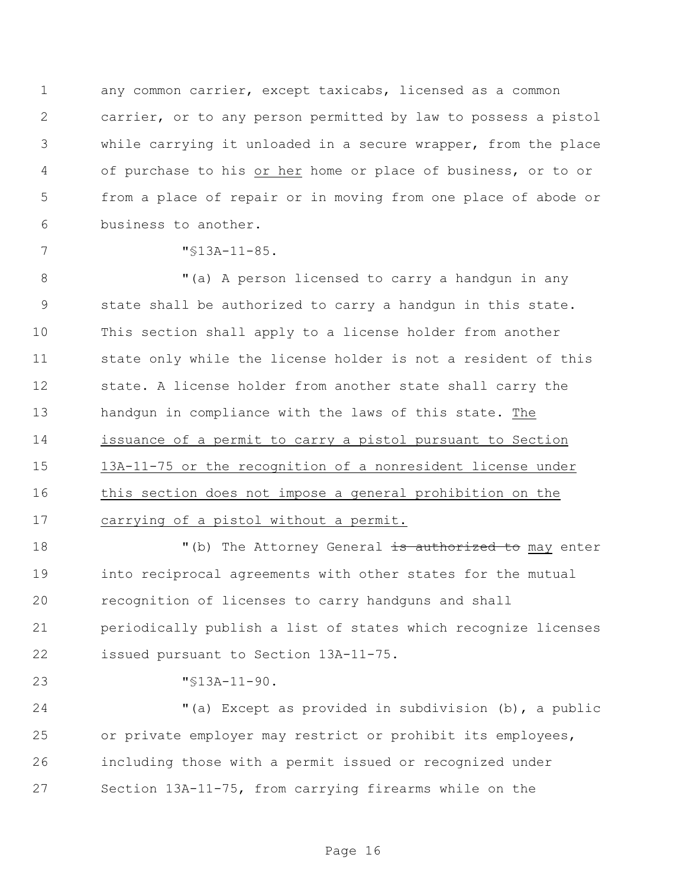any common carrier, except taxicabs, licensed as a common carrier, or to any person permitted by law to possess a pistol while carrying it unloaded in a secure wrapper, from the place of purchase to his <u>or her</u> home or place of business, or to or from a place of repair or in moving from one place of abode or business to another.

"§13A-11-85.

"(a) A person licensed to carry a handgun in any state shall be authorized to carry a handgun in this state. This section shall apply to a license holder from another state only while the license holder is not a resident of this state. A license holder from another state shall carry the handgun in compliance with the laws of this state. <u>The issuance of a permit to carry a pistol pursuant to Section 13A-11-75 or the recognition of a nonresident license under this section does not impose a general prohibition on the carrying of a pistol without a permit.</u>

"(b) The Attorney General ~~is authorized to~~ <u>may</u> enter into reciprocal agreements with other states for the mutual recognition of licenses to carry handguns and shall periodically publish a list of states which recognize licenses issued pursuant to Section 13A-11-75.

"§13A-11-90.

"(a) Except as provided in subdivision (b), a public or private employer may restrict or prohibit its employees, including those with a permit issued or recognized under Section 13A-11-75, from carrying firearms while on the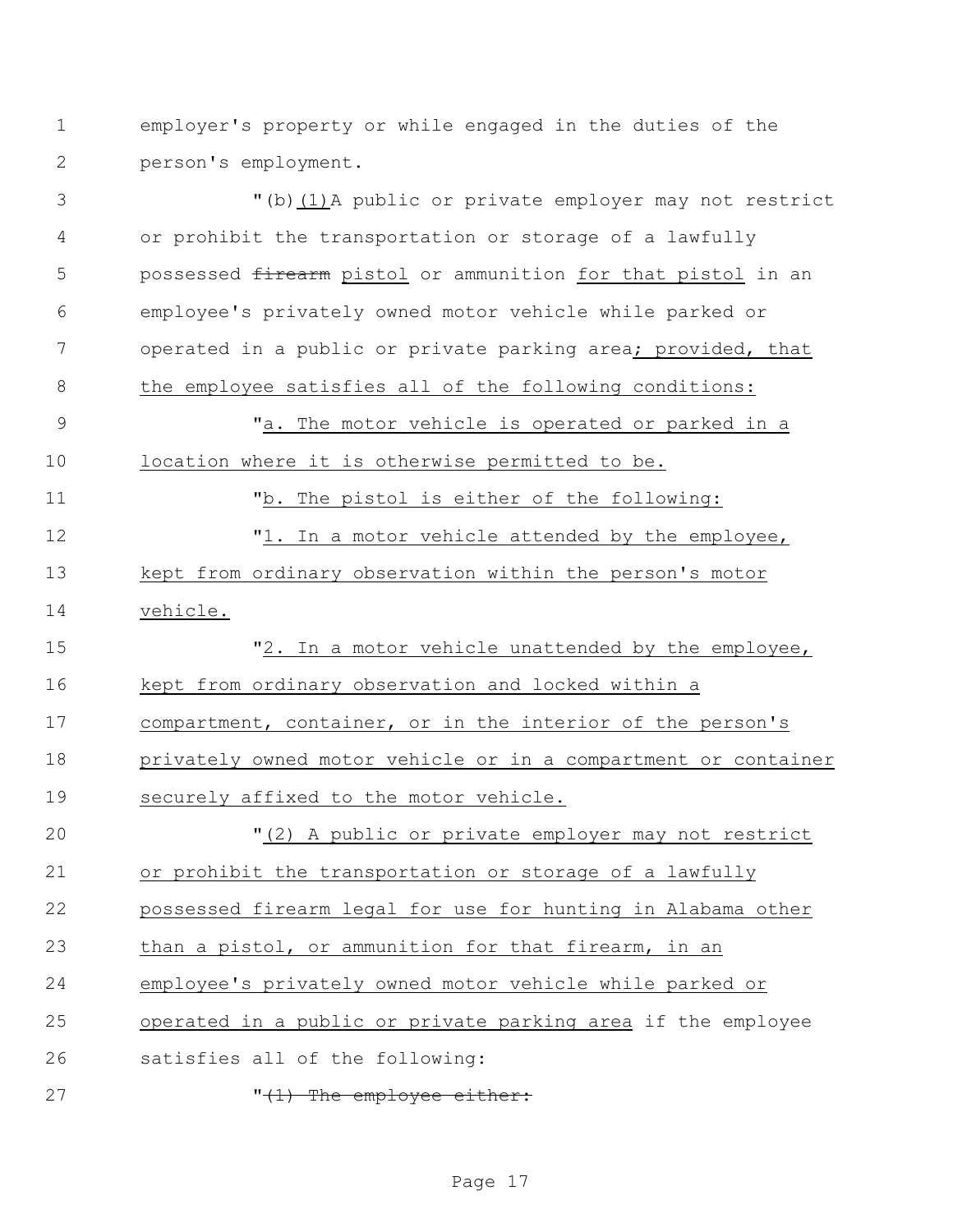employer's property or while engaged in the duties of the person's employment.

"(b)<u>(1)</u>A public or private employer may not restrict or prohibit the transportation or storage of a lawfully possessed ~~firearm~~ <u>pistol</u> or ammunition <u>for that pistol</u> in an employee's privately owned motor vehicle while parked or operated in a public or private parking area<u>; provided, that the employee satisfies all of the following conditions:</u>

"<u>a. The motor vehicle is operated or parked in a location where it is otherwise permitted to be.</u>

"<u>b. The pistol is either of the following:</u>

"<u>1. In a motor vehicle attended by the employee, kept from ordinary observation within the person's motor vehicle.</u>

"<u>2. In a motor vehicle unattended by the employee, kept from ordinary observation and locked within a compartment, container, or in the interior of the person's privately owned motor vehicle or in a compartment or container securely affixed to the motor vehicle.</u>

"<u>(2) A public or private employer may not restrict or prohibit the transportation or storage of a lawfully possessed firearm legal for use for hunting in Alabama other than a pistol, or ammunition for that firearm, in an employee's privately owned motor vehicle while parked or operated in a public or private parking area</u> if the employee satisfies all of the following:

"~~(1) The employee either:~~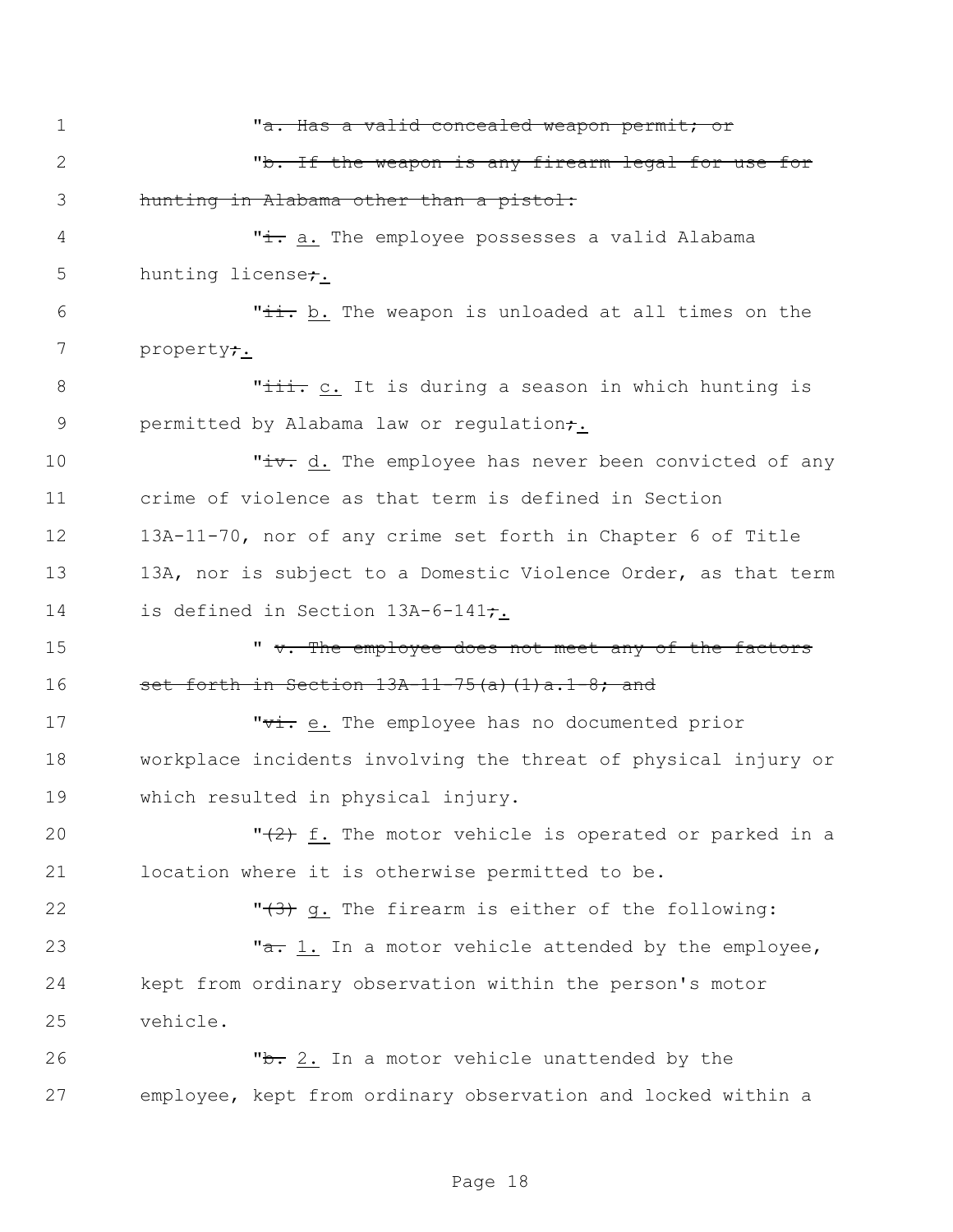"~~a. Has a valid concealed weapon permit; or~~

"~~b. If the weapon is any firearm legal for use for hunting in Alabama other than a pistol:~~

"~~i.~~ a. The employee possesses a valid Alabama hunting license~~;~~.

"~~ii.~~ b. The weapon is unloaded at all times on the property~~;~~.

"~~iii.~~ c. It is during a season in which hunting is permitted by Alabama law or regulation~~;~~.

"~~iv.~~ d. The employee has never been convicted of any crime of violence as that term is defined in Section 13A-11-70, nor of any crime set forth in Chapter 6 of Title 13A, nor is subject to a Domestic Violence Order, as that term is defined in Section 13A-6-141~~;~~.

" ~~v. The employee does not meet any of the factors set forth in Section 13A-11-75(a)(1)a.1-8; and~~

"~~vi.~~ e. The employee has no documented prior workplace incidents involving the threat of physical injury or which resulted in physical injury.

"~~(2)~~ f. The motor vehicle is operated or parked in a location where it is otherwise permitted to be.

"~~(3)~~ g. The firearm is either of the following:

"~~a.~~ 1. In a motor vehicle attended by the employee, kept from ordinary observation within the person's motor vehicle.

"~~b.~~ 2. In a motor vehicle unattended by the employee, kept from ordinary observation and locked within a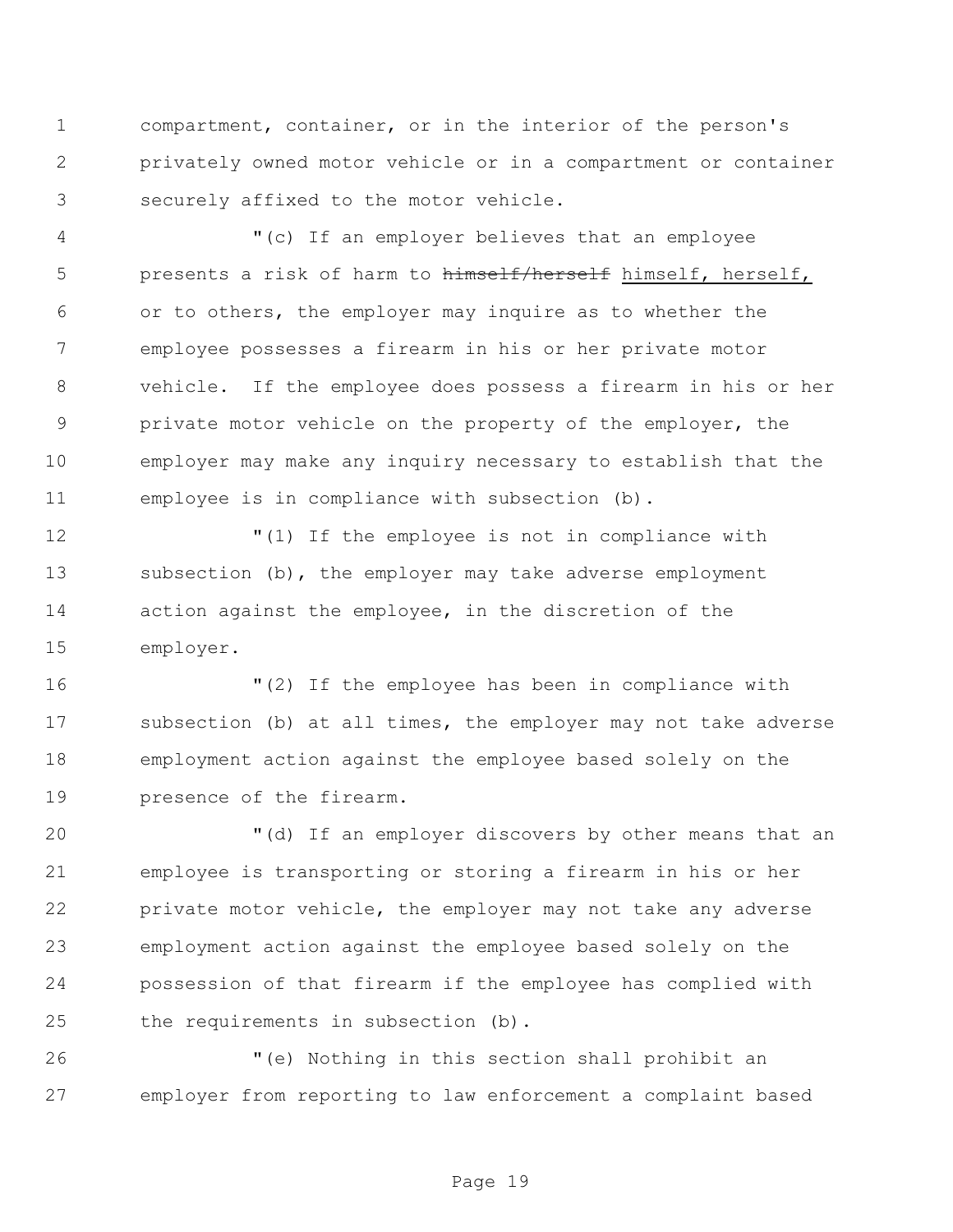compartment, container, or in the interior of the person's privately owned motor vehicle or in a compartment or container securely affixed to the motor vehicle.

"(c) If an employer believes that an employee presents a risk of harm to ~~himself/herself~~ <u>himself, herself,</u> or to others, the employer may inquire as to whether the employee possesses a firearm in his or her private motor vehicle. If the employee does possess a firearm in his or her private motor vehicle on the property of the employer, the employer may make any inquiry necessary to establish that the employee is in compliance with subsection (b).

"(1) If the employee is not in compliance with subsection (b), the employer may take adverse employment action against the employee, in the discretion of the employer.

"(2) If the employee has been in compliance with subsection (b) at all times, the employer may not take adverse employment action against the employee based solely on the presence of the firearm.

"(d) If an employer discovers by other means that an employee is transporting or storing a firearm in his or her private motor vehicle, the employer may not take any adverse employment action against the employee based solely on the possession of that firearm if the employee has complied with the requirements in subsection (b).

"(e) Nothing in this section shall prohibit an employer from reporting to law enforcement a complaint based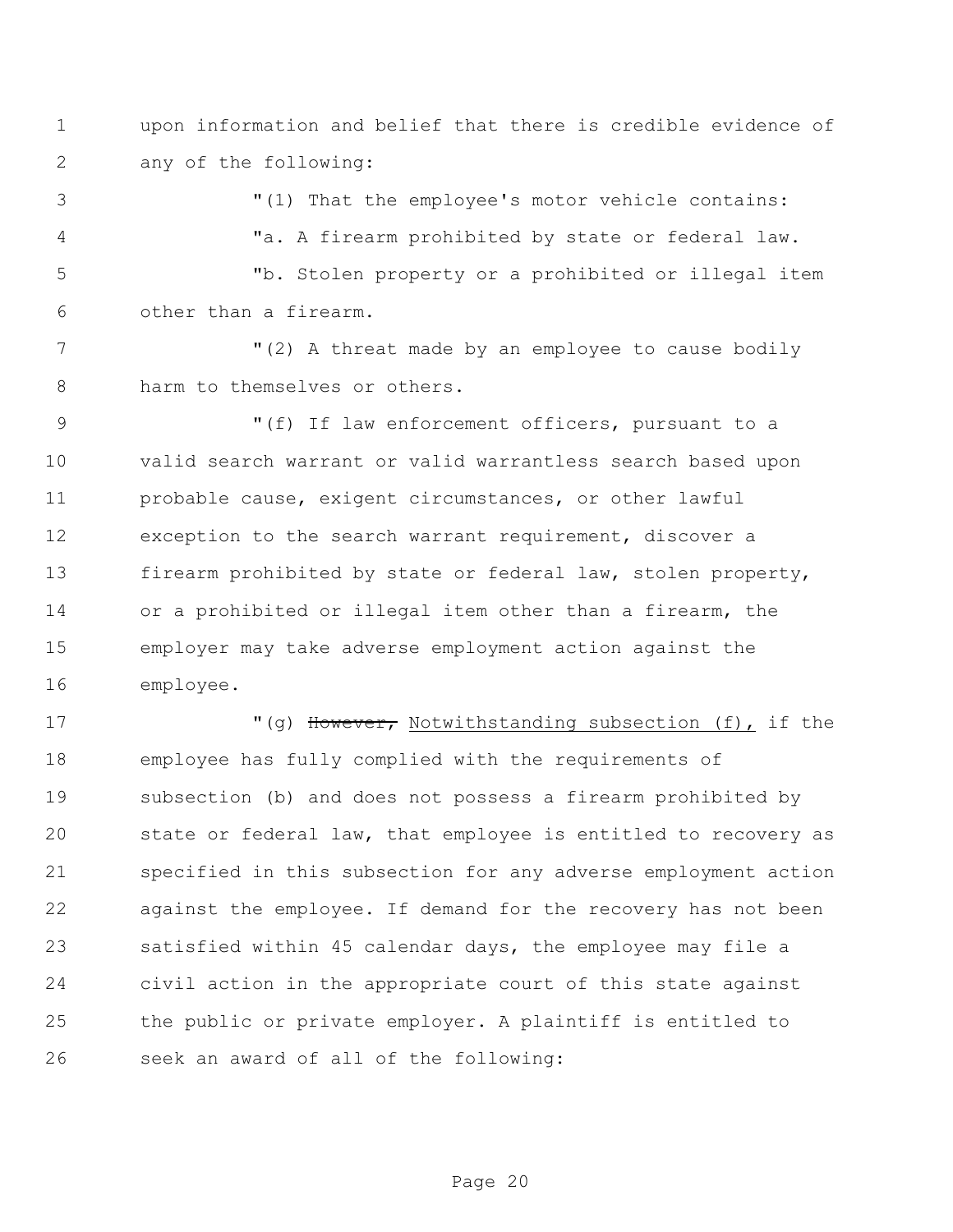upon information and belief that there is credible evidence of any of the following:

"(1) That the employee's motor vehicle contains:

"a. A firearm prohibited by state or federal law.

"b. Stolen property or a prohibited or illegal item other than a firearm.

"(2) A threat made by an employee to cause bodily harm to themselves or others.

"(f) If law enforcement officers, pursuant to a valid search warrant or valid warrantless search based upon probable cause, exigent circumstances, or other lawful exception to the search warrant requirement, discover a firearm prohibited by state or federal law, stolen property, or a prohibited or illegal item other than a firearm, the employer may take adverse employment action against the employee.

"(g) ~~However,~~ Notwithstanding subsection (f), if the employee has fully complied with the requirements of subsection (b) and does not possess a firearm prohibited by state or federal law, that employee is entitled to recovery as specified in this subsection for any adverse employment action against the employee. If demand for the recovery has not been satisfied within 45 calendar days, the employee may file a civil action in the appropriate court of this state against the public or private employer. A plaintiff is entitled to seek an award of all of the following: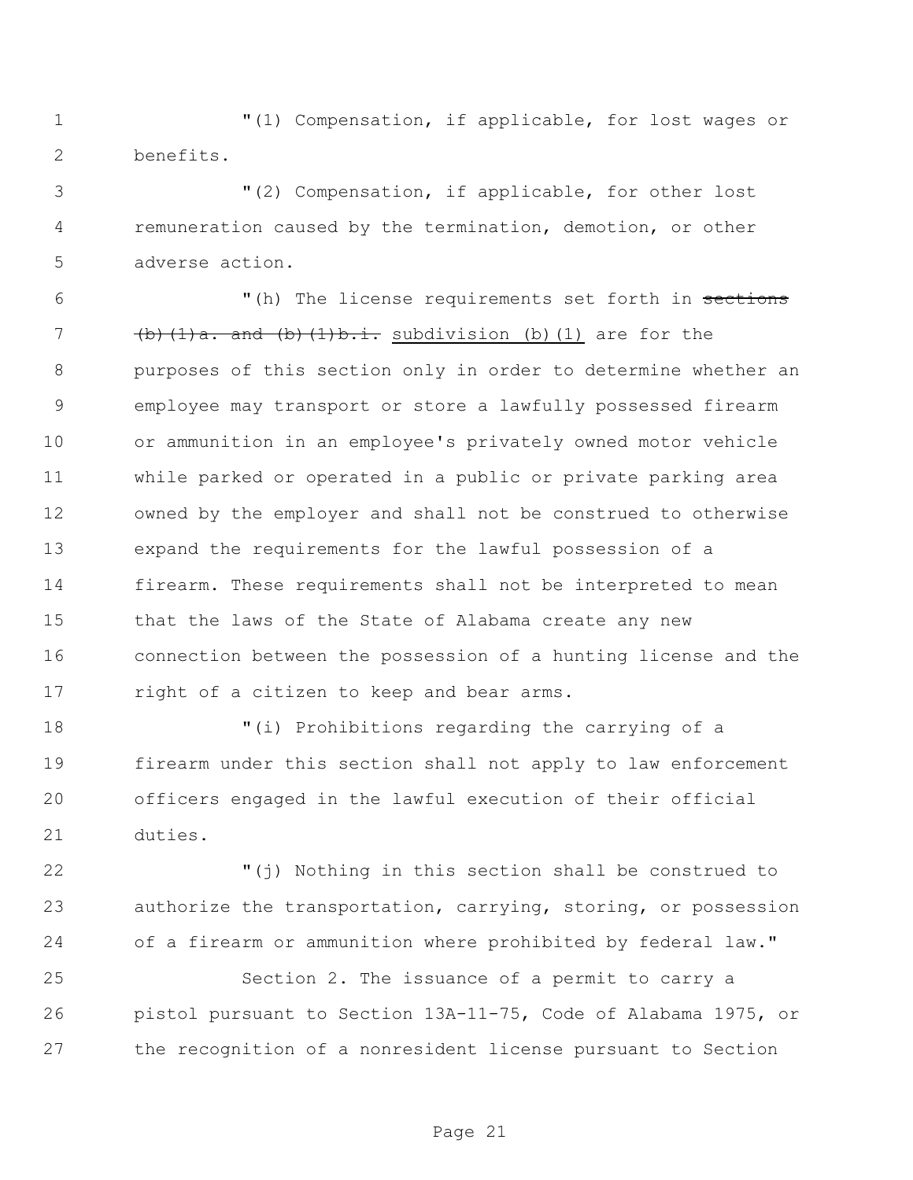"(1) Compensation, if applicable, for lost wages or benefits.

"(2) Compensation, if applicable, for other lost remuneration caused by the termination, demotion, or other adverse action.

"(h) The license requirements set forth in ~~sections (b)(1)a. and (b)(1)b.i.~~ <u>subdivision (b)(1)</u> are for the purposes of this section only in order to determine whether an employee may transport or store a lawfully possessed firearm or ammunition in an employee's privately owned motor vehicle while parked or operated in a public or private parking area owned by the employer and shall not be construed to otherwise expand the requirements for the lawful possession of a firearm. These requirements shall not be interpreted to mean that the laws of the State of Alabama create any new connection between the possession of a hunting license and the right of a citizen to keep and bear arms.

"(i) Prohibitions regarding the carrying of a firearm under this section shall not apply to law enforcement officers engaged in the lawful execution of their official duties.

"(j) Nothing in this section shall be construed to authorize the transportation, carrying, storing, or possession of a firearm or ammunition where prohibited by federal law."

Section 2. The issuance of a permit to carry a pistol pursuant to Section 13A-11-75, Code of Alabama 1975, or the recognition of a nonresident license pursuant to Section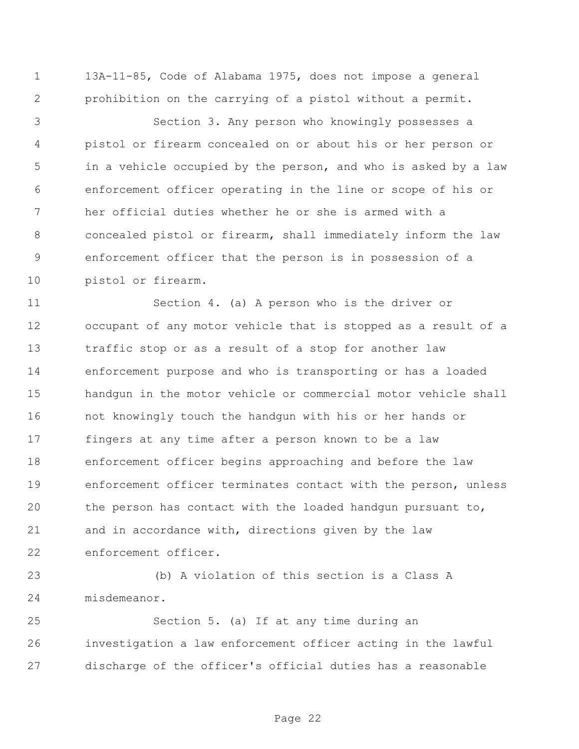13A-11-85, Code of Alabama 1975, does not impose a general prohibition on the carrying of a pistol without a permit.

Section 3. Any person who knowingly possesses a pistol or firearm concealed on or about his or her person or in a vehicle occupied by the person, and who is asked by a law enforcement officer operating in the line or scope of his or her official duties whether he or she is armed with a concealed pistol or firearm, shall immediately inform the law enforcement officer that the person is in possession of a pistol or firearm.

Section 4. (a) A person who is the driver or occupant of any motor vehicle that is stopped as a result of a traffic stop or as a result of a stop for another law enforcement purpose and who is transporting or has a loaded handgun in the motor vehicle or commercial motor vehicle shall not knowingly touch the handgun with his or her hands or fingers at any time after a person known to be a law enforcement officer begins approaching and before the law enforcement officer terminates contact with the person, unless the person has contact with the loaded handgun pursuant to, and in accordance with, directions given by the law enforcement officer.

(b) A violation of this section is a Class A misdemeanor.

Section 5. (a) If at any time during an investigation a law enforcement officer acting in the lawful discharge of the officer's official duties has a reasonable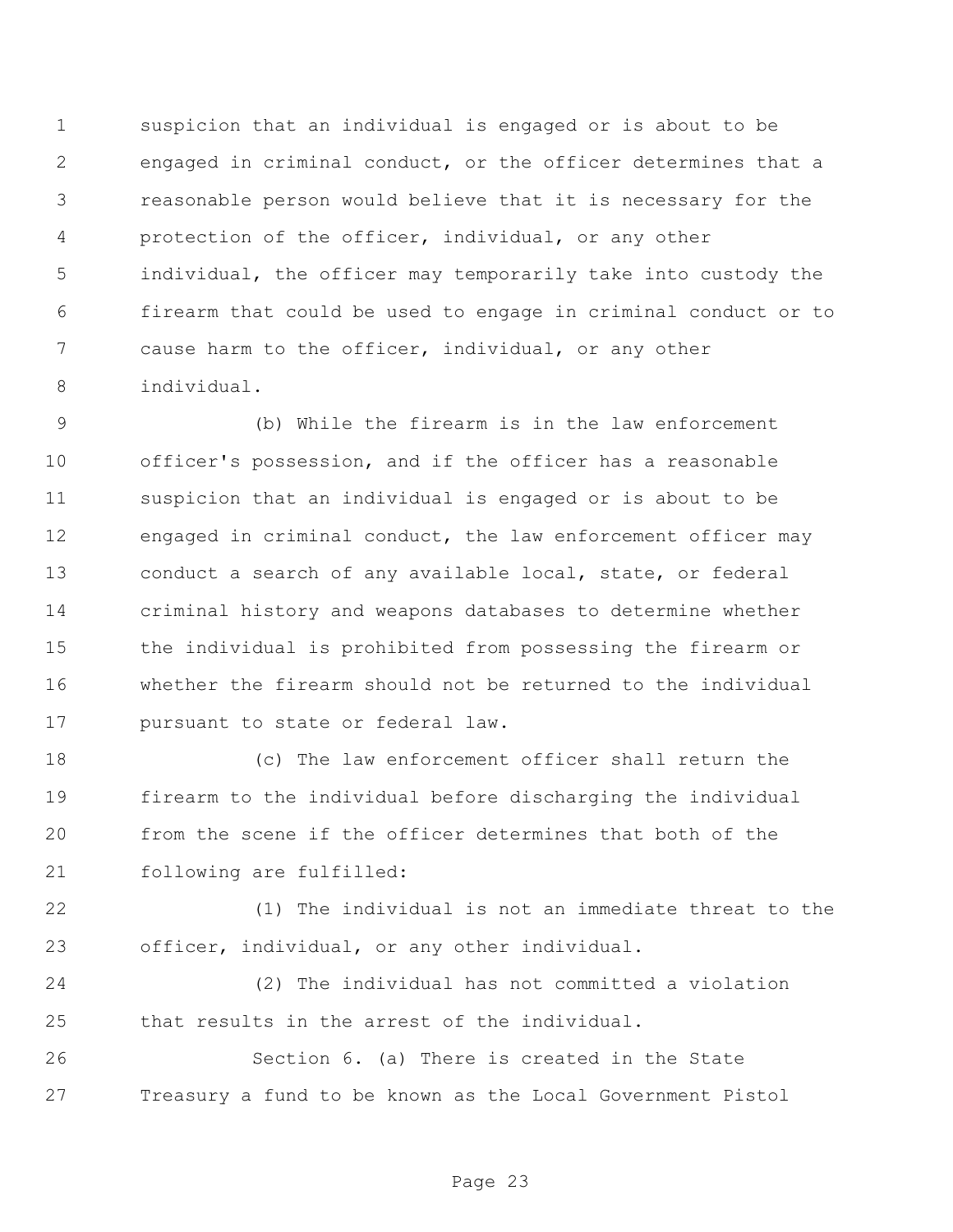suspicion that an individual is engaged or is about to be engaged in criminal conduct, or the officer determines that a reasonable person would believe that it is necessary for the protection of the officer, individual, or any other individual, the officer may temporarily take into custody the firearm that could be used to engage in criminal conduct or to cause harm to the officer, individual, or any other individual.

(b) While the firearm is in the law enforcement officer's possession, and if the officer has a reasonable suspicion that an individual is engaged or is about to be engaged in criminal conduct, the law enforcement officer may conduct a search of any available local, state, or federal criminal history and weapons databases to determine whether the individual is prohibited from possessing the firearm or whether the firearm should not be returned to the individual pursuant to state or federal law.

(c) The law enforcement officer shall return the firearm to the individual before discharging the individual from the scene if the officer determines that both of the following are fulfilled:

(1) The individual is not an immediate threat to the officer, individual, or any other individual.

(2) The individual has not committed a violation that results in the arrest of the individual.

Section 6. (a) There is created in the State Treasury a fund to be known as the Local Government Pistol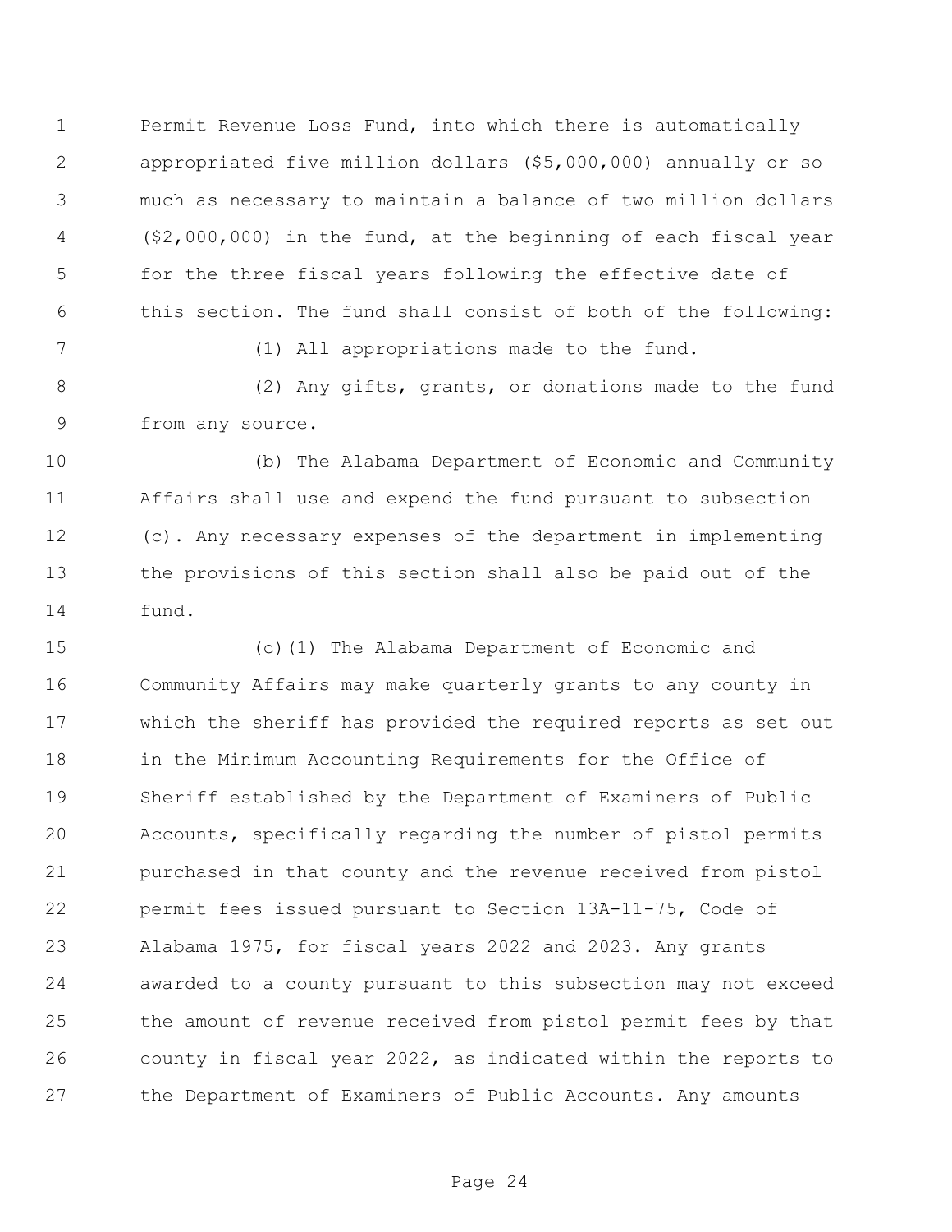Permit Revenue Loss Fund, into which there is automatically appropriated five million dollars ($5,000,000) annually or so much as necessary to maintain a balance of two million dollars ($2,000,000) in the fund, at the beginning of each fiscal year for the three fiscal years following the effective date of this section. The fund shall consist of both of the following:

(1) All appropriations made to the fund.

(2) Any gifts, grants, or donations made to the fund from any source.

(b) The Alabama Department of Economic and Community Affairs shall use and expend the fund pursuant to subsection (c). Any necessary expenses of the department in implementing the provisions of this section shall also be paid out of the fund.

(c)(1) The Alabama Department of Economic and Community Affairs may make quarterly grants to any county in which the sheriff has provided the required reports as set out in the Minimum Accounting Requirements for the Office of Sheriff established by the Department of Examiners of Public Accounts, specifically regarding the number of pistol permits purchased in that county and the revenue received from pistol permit fees issued pursuant to Section 13A-11-75, Code of Alabama 1975, for fiscal years 2022 and 2023. Any grants awarded to a county pursuant to this subsection may not exceed the amount of revenue received from pistol permit fees by that county in fiscal year 2022, as indicated within the reports to the Department of Examiners of Public Accounts. Any amounts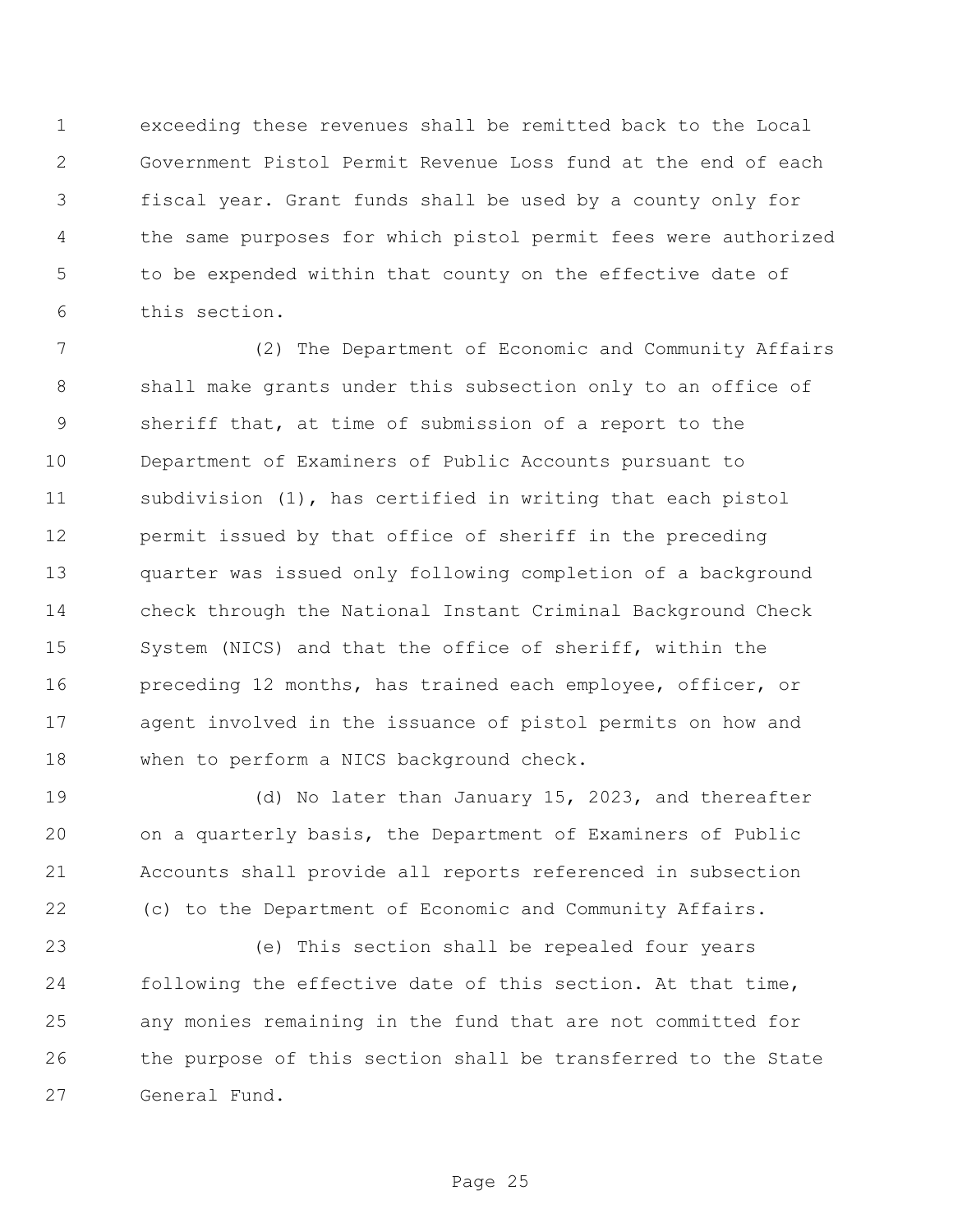exceeding these revenues shall be remitted back to the Local Government Pistol Permit Revenue Loss fund at the end of each fiscal year. Grant funds shall be used by a county only for the same purposes for which pistol permit fees were authorized to be expended within that county on the effective date of this section.

(2) The Department of Economic and Community Affairs shall make grants under this subsection only to an office of sheriff that, at time of submission of a report to the Department of Examiners of Public Accounts pursuant to subdivision (1), has certified in writing that each pistol permit issued by that office of sheriff in the preceding quarter was issued only following completion of a background check through the National Instant Criminal Background Check System (NICS) and that the office of sheriff, within the preceding 12 months, has trained each employee, officer, or agent involved in the issuance of pistol permits on how and when to perform a NICS background check.

(d) No later than January 15, 2023, and thereafter on a quarterly basis, the Department of Examiners of Public Accounts shall provide all reports referenced in subsection (c) to the Department of Economic and Community Affairs.

(e) This section shall be repealed four years following the effective date of this section. At that time, any monies remaining in the fund that are not committed for the purpose of this section shall be transferred to the State General Fund.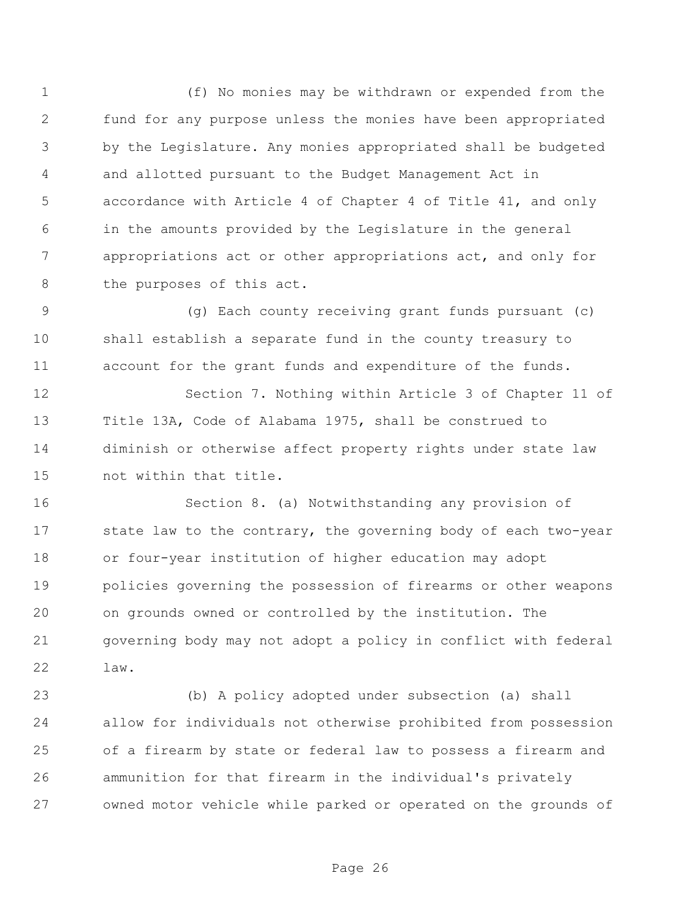(f) No monies may be withdrawn or expended from the fund for any purpose unless the monies have been appropriated by the Legislature. Any monies appropriated shall be budgeted and allotted pursuant to the Budget Management Act in accordance with Article 4 of Chapter 4 of Title 41, and only in the amounts provided by the Legislature in the general appropriations act or other appropriations act, and only for the purposes of this act.

(g) Each county receiving grant funds pursuant (c) shall establish a separate fund in the county treasury to account for the grant funds and expenditure of the funds.

Section 7. Nothing within Article 3 of Chapter 11 of Title 13A, Code of Alabama 1975, shall be construed to diminish or otherwise affect property rights under state law not within that title.

Section 8. (a) Notwithstanding any provision of state law to the contrary, the governing body of each two-year or four-year institution of higher education may adopt policies governing the possession of firearms or other weapons on grounds owned or controlled by the institution. The governing body may not adopt a policy in conflict with federal law.

(b) A policy adopted under subsection (a) shall allow for individuals not otherwise prohibited from possession of a firearm by state or federal law to possess a firearm and ammunition for that firearm in the individual's privately owned motor vehicle while parked or operated on the grounds of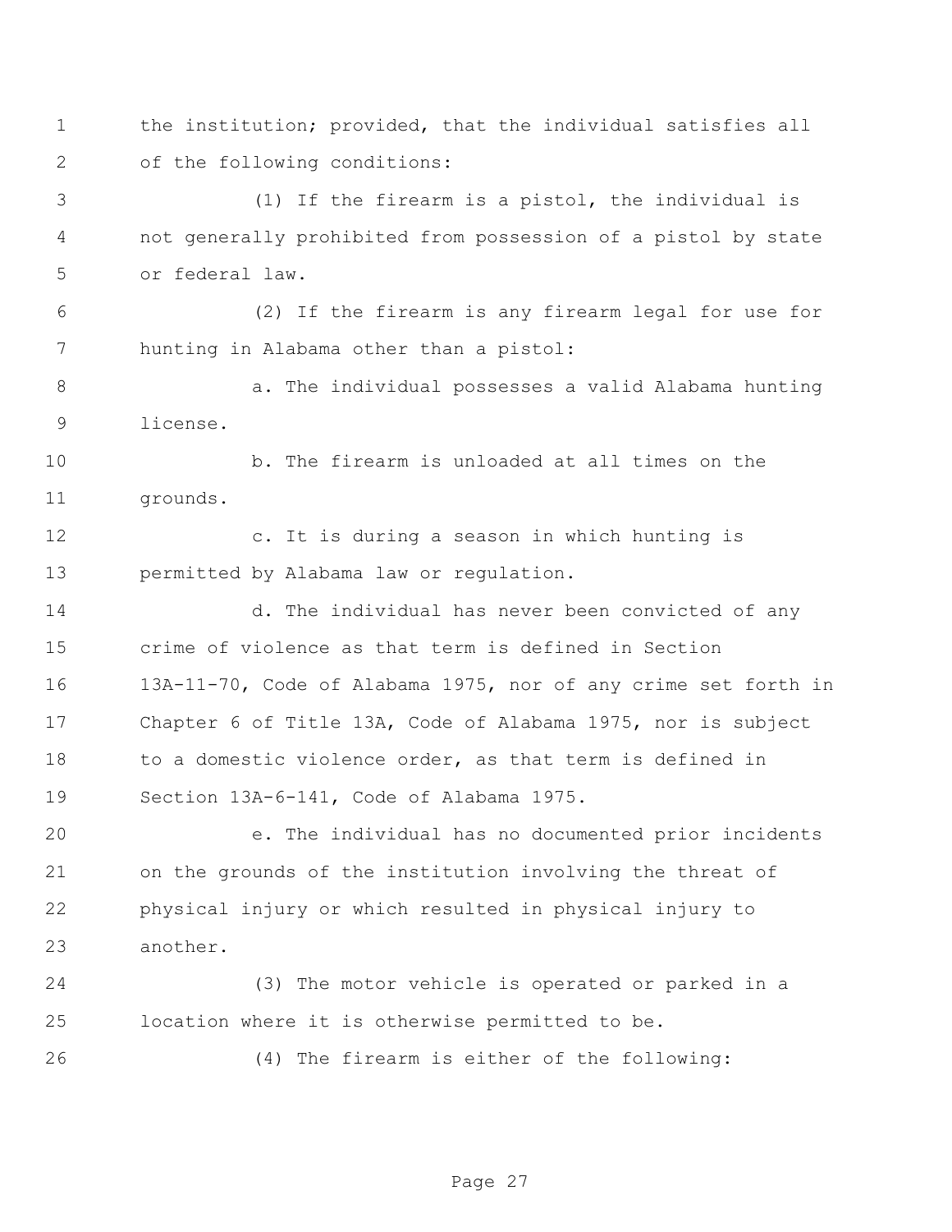the institution; provided, that the individual satisfies all of the following conditions:

(1) If the firearm is a pistol, the individual is not generally prohibited from possession of a pistol by state or federal law.

(2) If the firearm is any firearm legal for use for hunting in Alabama other than a pistol:

a. The individual possesses a valid Alabama hunting license.

b. The firearm is unloaded at all times on the grounds.

c. It is during a season in which hunting is permitted by Alabama law or regulation.

d. The individual has never been convicted of any crime of violence as that term is defined in Section 13A-11-70, Code of Alabama 1975, nor of any crime set forth in Chapter 6 of Title 13A, Code of Alabama 1975, nor is subject to a domestic violence order, as that term is defined in Section 13A-6-141, Code of Alabama 1975.

e. The individual has no documented prior incidents on the grounds of the institution involving the threat of physical injury or which resulted in physical injury to another.

(3) The motor vehicle is operated or parked in a location where it is otherwise permitted to be.

(4) The firearm is either of the following: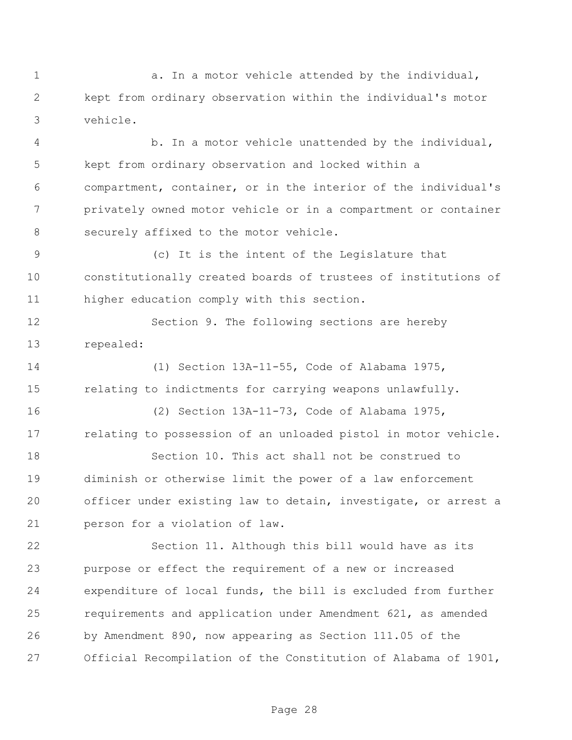a. In a motor vehicle attended by the individual, kept from ordinary observation within the individual's motor vehicle.

b. In a motor vehicle unattended by the individual, kept from ordinary observation and locked within a compartment, container, or in the interior of the individual's privately owned motor vehicle or in a compartment or container securely affixed to the motor vehicle.

(c) It is the intent of the Legislature that constitutionally created boards of trustees of institutions of higher education comply with this section.

Section 9. The following sections are hereby repealed:

(1) Section 13A-11-55, Code of Alabama 1975, relating to indictments for carrying weapons unlawfully.

(2) Section 13A-11-73, Code of Alabama 1975, relating to possession of an unloaded pistol in motor vehicle.

Section 10. This act shall not be construed to diminish or otherwise limit the power of a law enforcement officer under existing law to detain, investigate, or arrest a person for a violation of law.

Section 11. Although this bill would have as its purpose or effect the requirement of a new or increased expenditure of local funds, the bill is excluded from further requirements and application under Amendment 621, as amended by Amendment 890, now appearing as Section 111.05 of the Official Recompilation of the Constitution of Alabama of 1901,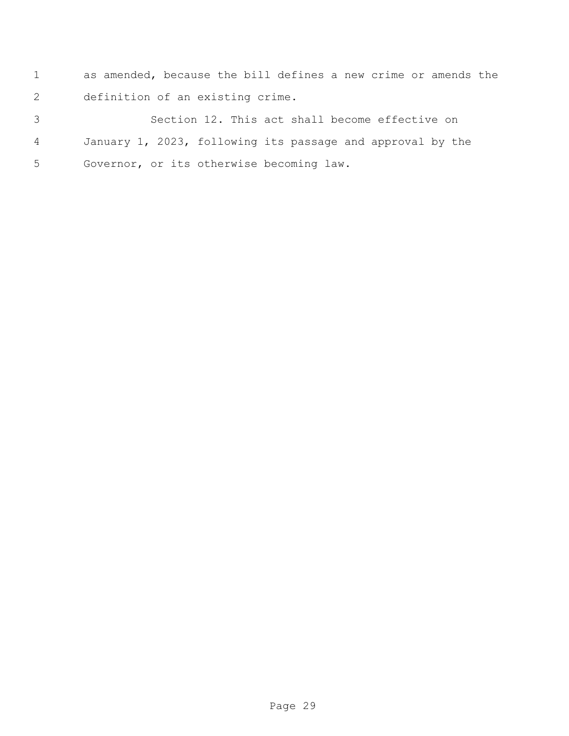as amended, because the bill defines a new crime or amends the definition of an existing crime.

Section 12. This act shall become effective on January 1, 2023, following its passage and approval by the Governor, or its otherwise becoming law.